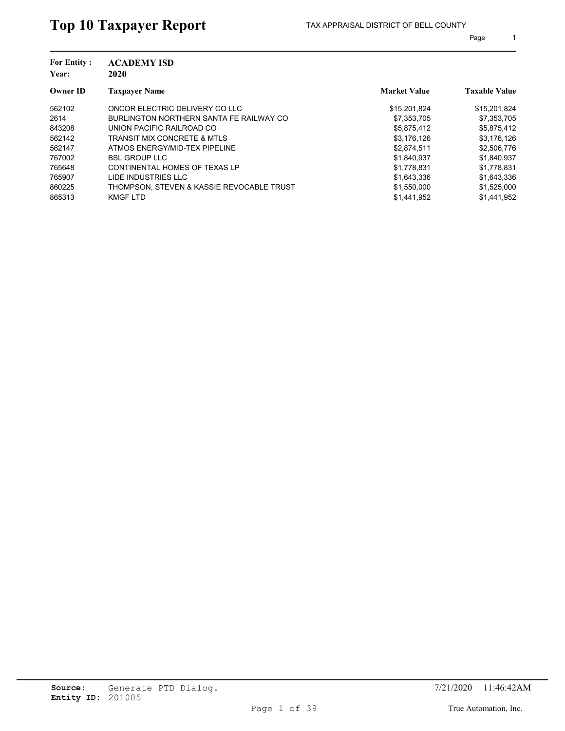# Top 10 Taxpayer Report

TAX APPRAISAL DISTRICT OF BELL COUNTY

**For Entity :** **ACADEMY ISD**
**Year:** **2020**

| Owner ID | Taxpayer Name | Market Value | Taxable Value |
|---|---|---|---|
| 562102 | ONCOR ELECTRIC DELIVERY CO LLC | $15,201,824 | $15,201,824 |
| 2614 | BURLINGTON NORTHERN SANTA FE RAILWAY CO | $7,353,705 | $7,353,705 |
| 843208 | UNION PACIFIC RAILROAD CO | $5,875,412 | $5,875,412 |
| 562142 | TRANSIT MIX CONCRETE & MTLS | $3,176,126 | $3,176,126 |
| 562147 | ATMOS ENERGY/MID-TEX PIPELINE | $2,874,511 | $2,506,776 |
| 767002 | BSL GROUP LLC | $1,840,937 | $1,840,937 |
| 765648 | CONTINENTAL HOMES OF TEXAS LP | $1,778,831 | $1,778,831 |
| 765907 | LIDE INDUSTRIES LLC | $1,643,336 | $1,643,336 |
| 860225 | THOMPSON, STEVEN & KASSIE REVOCABLE TRUST | $1,550,000 | $1,525,000 |
| 865313 | KMGF LTD | $1,441,952 | $1,441,952 |

**Source:** Generate PTD Dialog.
**Entity ID:** 201005

7/21/2020 11:46:42AM

True Automation, Inc.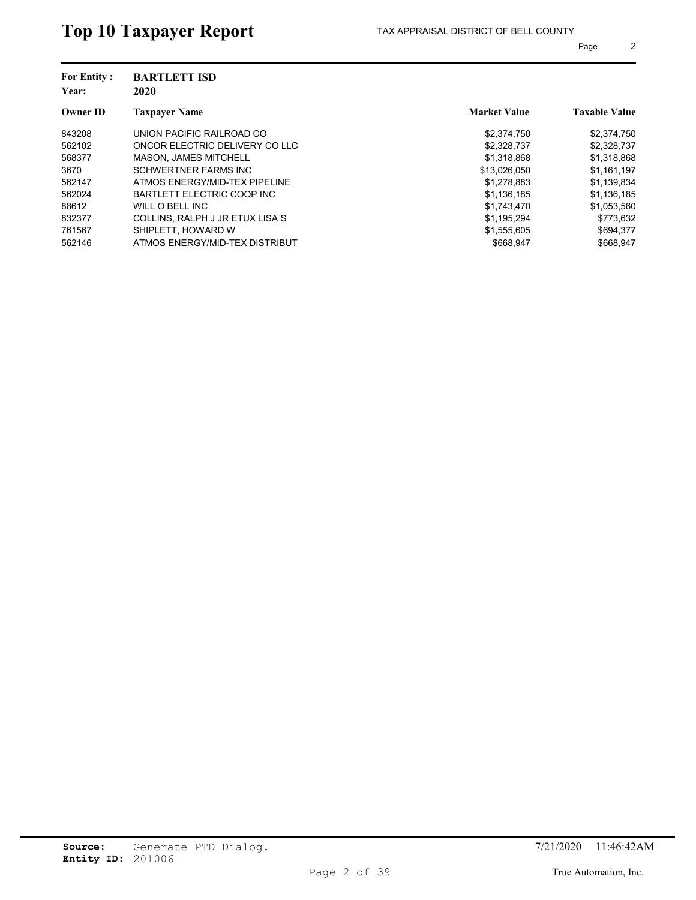# Top 10 Taxpayer Report

TAX APPRAISAL DISTRICT OF BELL COUNTY

**For Entity :** **BARTLETT ISD**
**Year:** **2020**

| Owner ID | Taxpayer Name | Market Value | Taxable Value |
|---|---|---|---|
| 843208 | UNION PACIFIC RAILROAD CO | $2,374,750 | $2,374,750 |
| 562102 | ONCOR ELECTRIC DELIVERY CO LLC | $2,328,737 | $2,328,737 |
| 568377 | MASON, JAMES MITCHELL | $1,318,868 | $1,318,868 |
| 3670 | SCHWERTNER FARMS INC | $13,026,050 | $1,161,197 |
| 562147 | ATMOS ENERGY/MID-TEX PIPELINE | $1,278,883 | $1,139,834 |
| 562024 | BARTLETT ELECTRIC COOP INC | $1,136,185 | $1,136,185 |
| 88612 | WILL O BELL INC | $1,743,470 | $1,053,560 |
| 832377 | COLLINS, RALPH J JR ETUX LISA S | $1,195,294 | $773,632 |
| 761567 | SHIPLETT, HOWARD W | $1,555,605 | $694,377 |
| 562146 | ATMOS ENERGY/MID-TEX DISTRIBUT | $668,947 | $668,947 |

**Source:** Generate PTD Dialog.
**Entity ID:** 201006

7/21/2020 11:46:42AM

True Automation, Inc.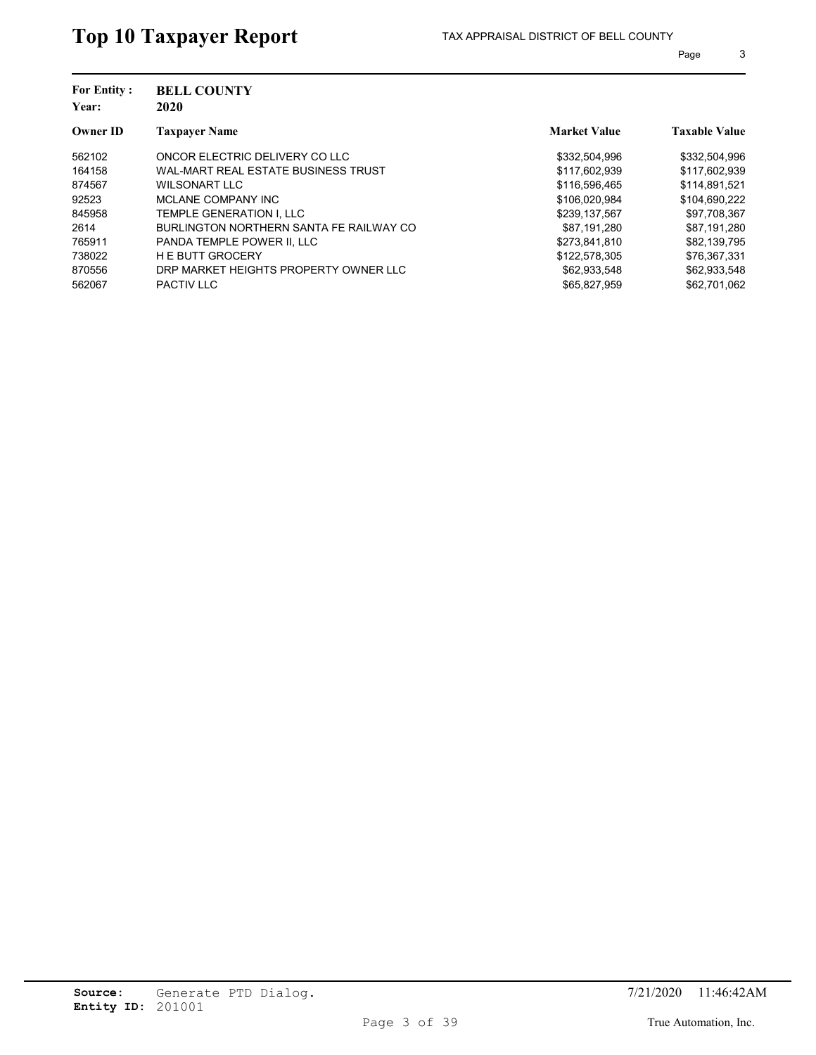# Top 10 Taxpayer Report

TAX APPRAISAL DISTRICT OF BELL COUNTY

**For Entity :** **BELL COUNTY**
**Year:** **2020**

| Owner ID | Taxpayer Name | Market Value | Taxable Value |
|---|---|---|---|
| 562102 | ONCOR ELECTRIC DELIVERY CO LLC | $332,504,996 | $332,504,996 |
| 164158 | WAL-MART REAL ESTATE BUSINESS TRUST | $117,602,939 | $117,602,939 |
| 874567 | WILSONART LLC | $116,596,465 | $114,891,521 |
| 92523 | MCLANE COMPANY INC | $106,020,984 | $104,690,222 |
| 845958 | TEMPLE GENERATION I, LLC | $239,137,567 | $97,708,367 |
| 2614 | BURLINGTON NORTHERN SANTA FE RAILWAY CO | $87,191,280 | $87,191,280 |
| 765911 | PANDA TEMPLE POWER II, LLC | $273,841,810 | $82,139,795 |
| 738022 | H E BUTT GROCERY | $122,578,305 | $76,367,331 |
| 870556 | DRP MARKET HEIGHTS PROPERTY OWNER LLC | $62,933,548 | $62,933,548 |
| 562067 | PACTIV LLC | $65,827,959 | $62,701,062 |

**Source:** Generate PTD Dialog.
**Entity ID:** 201001

7/21/2020 11:46:42AM

True Automation, Inc.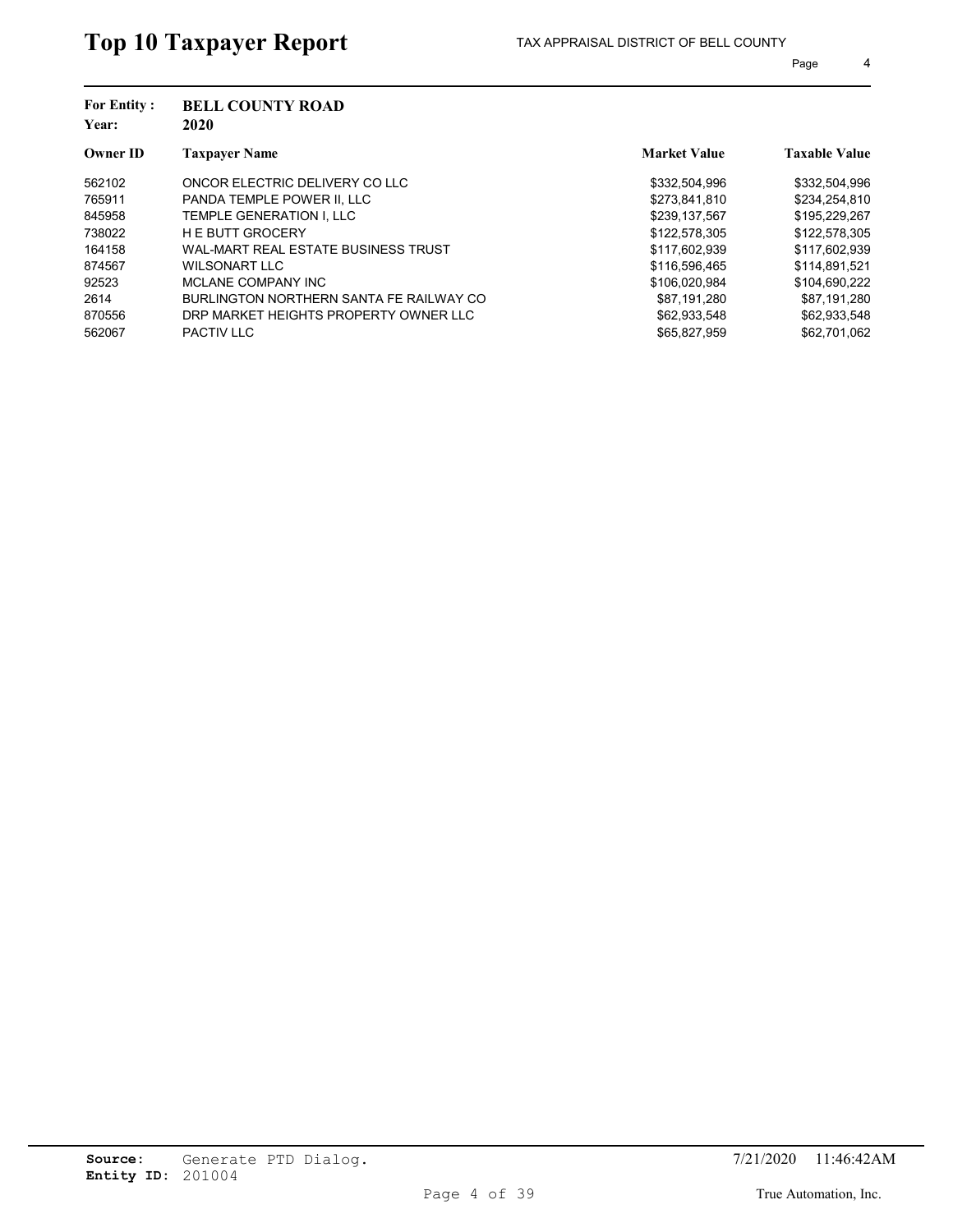# Top 10 Taxpayer Report

TAX APPRAISAL DISTRICT OF BELL COUNTY

**For Entity :** **BELL COUNTY ROAD**
**Year:** **2020**

| Owner ID | Taxpayer Name | Market Value | Taxable Value |
|---|---|---|---|
| 562102 | ONCOR ELECTRIC DELIVERY CO LLC | $332,504,996 | $332,504,996 |
| 765911 | PANDA TEMPLE POWER II, LLC | $273,841,810 | $234,254,810 |
| 845958 | TEMPLE GENERATION I, LLC | $239,137,567 | $195,229,267 |
| 738022 | H E BUTT GROCERY | $122,578,305 | $122,578,305 |
| 164158 | WAL-MART REAL ESTATE BUSINESS TRUST | $117,602,939 | $117,602,939 |
| 874567 | WILSONART LLC | $116,596,465 | $114,891,521 |
| 92523 | MCLANE COMPANY INC | $106,020,984 | $104,690,222 |
| 2614 | BURLINGTON NORTHERN SANTA FE RAILWAY CO | $87,191,280 | $87,191,280 |
| 870556 | DRP MARKET HEIGHTS PROPERTY OWNER LLC | $62,933,548 | $62,933,548 |
| 562067 | PACTIV LLC | $65,827,959 | $62,701,062 |

**Source:** Generate PTD Dialog.
**Entity ID:** 201004

7/21/2020 11:46:42AM

True Automation, Inc.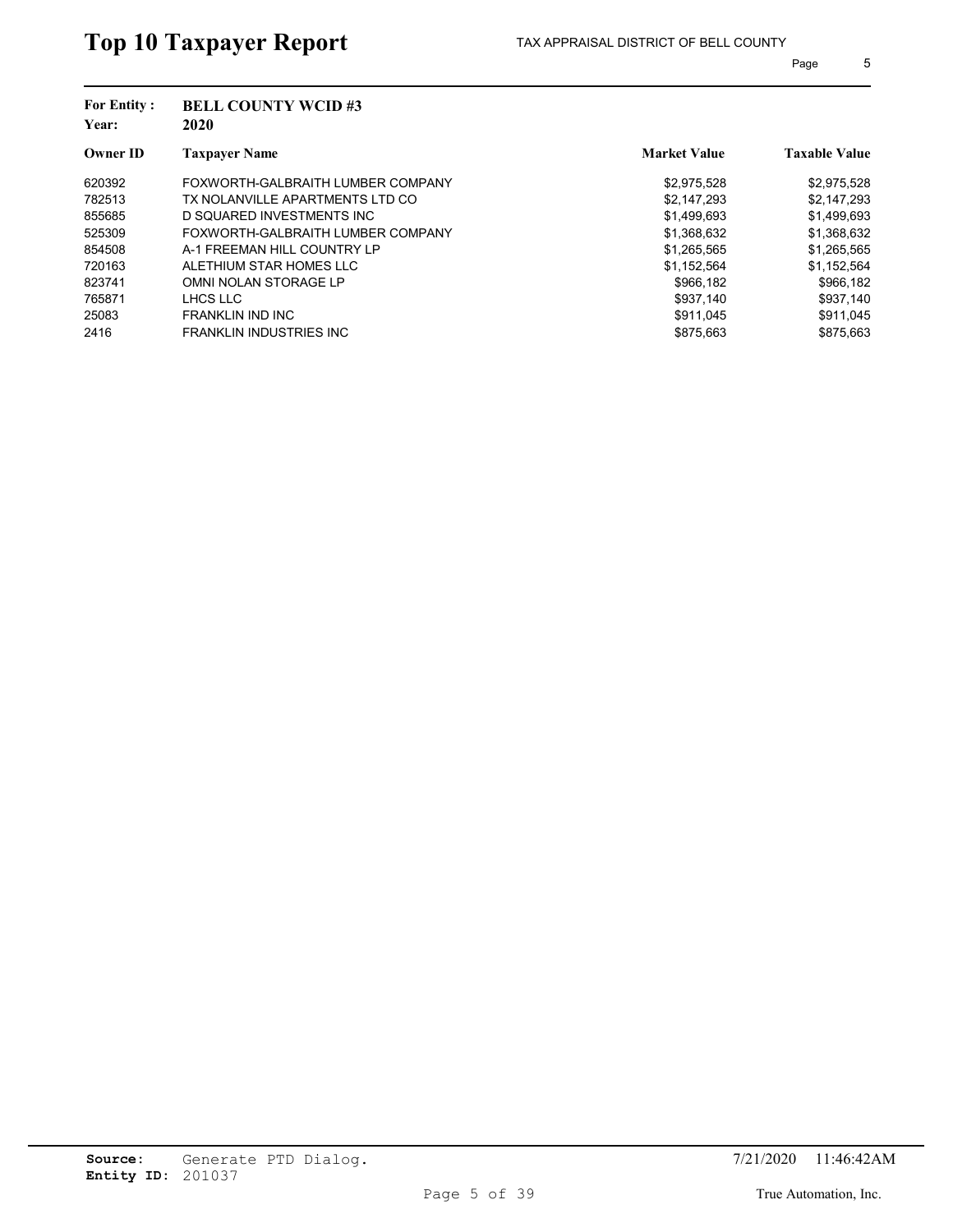# Top 10 Taxpayer Report

TAX APPRAISAL DISTRICT OF BELL COUNTY

**For Entity :** **BELL COUNTY WCID #3**
**Year:** **2020**

| Owner ID | Taxpayer Name | Market Value | Taxable Value |
|---|---|---|---|
| 620392 | FOXWORTH-GALBRAITH LUMBER COMPANY | $2,975,528 | $2,975,528 |
| 782513 | TX NOLANVILLE APARTMENTS LTD CO | $2,147,293 | $2,147,293 |
| 855685 | D SQUARED INVESTMENTS INC | $1,499,693 | $1,499,693 |
| 525309 | FOXWORTH-GALBRAITH LUMBER COMPANY | $1,368,632 | $1,368,632 |
| 854508 | A-1 FREEMAN HILL COUNTRY LP | $1,265,565 | $1,265,565 |
| 720163 | ALETHIUM STAR HOMES LLC | $1,152,564 | $1,152,564 |
| 823741 | OMNI NOLAN STORAGE LP | $966,182 | $966,182 |
| 765871 | LHCS LLC | $937,140 | $937,140 |
| 25083 | FRANKLIN IND INC | $911,045 | $911,045 |
| 2416 | FRANKLIN INDUSTRIES INC | $875,663 | $875,663 |

**Source:** Generate PTD Dialog.
**Entity ID:** 201037

7/21/2020 11:46:42AM

True Automation, Inc.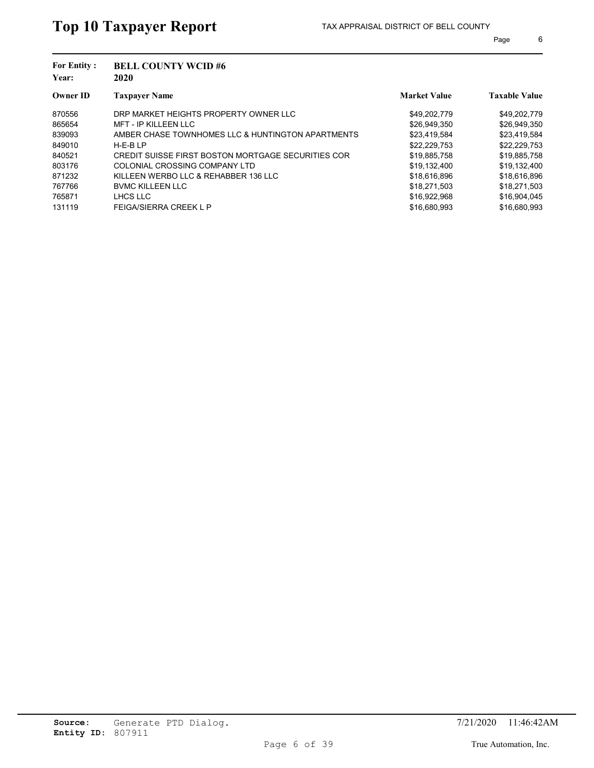# Top 10 Taxpayer Report

TAX APPRAISAL DISTRICT OF BELL COUNTY

**For Entity :** **BELL COUNTY WCID #6**
**Year:** **2020**

| Owner ID | Taxpayer Name | Market Value | Taxable Value |
|---|---|---|---|
| 870556 | DRP MARKET HEIGHTS PROPERTY OWNER LLC | $49,202,779 | $49,202,779 |
| 865654 | MFT - IP KILLEEN LLC | $26,949,350 | $26,949,350 |
| 839093 | AMBER CHASE TOWNHOMES LLC & HUNTINGTON APARTMENTS | $23,419,584 | $23,419,584 |
| 849010 | H-E-B LP | $22,229,753 | $22,229,753 |
| 840521 | CREDIT SUISSE FIRST BOSTON MORTGAGE SECURITIES COR | $19,885,758 | $19,885,758 |
| 803176 | COLONIAL CROSSING COMPANY LTD | $19,132,400 | $19,132,400 |
| 871232 | KILLEEN WERBO LLC & REHABBER 136 LLC | $18,616,896 | $18,616,896 |
| 767766 | BVMC KILLEEN LLC | $18,271,503 | $18,271,503 |
| 765871 | LHCS LLC | $16,922,968 | $16,904,045 |
| 131119 | FEIGA/SIERRA CREEK L P | $16,680,993 | $16,680,993 |

**Source:** Generate PTD Dialog.
**Entity ID:** 807911

7/21/2020 11:46:42AM

True Automation, Inc.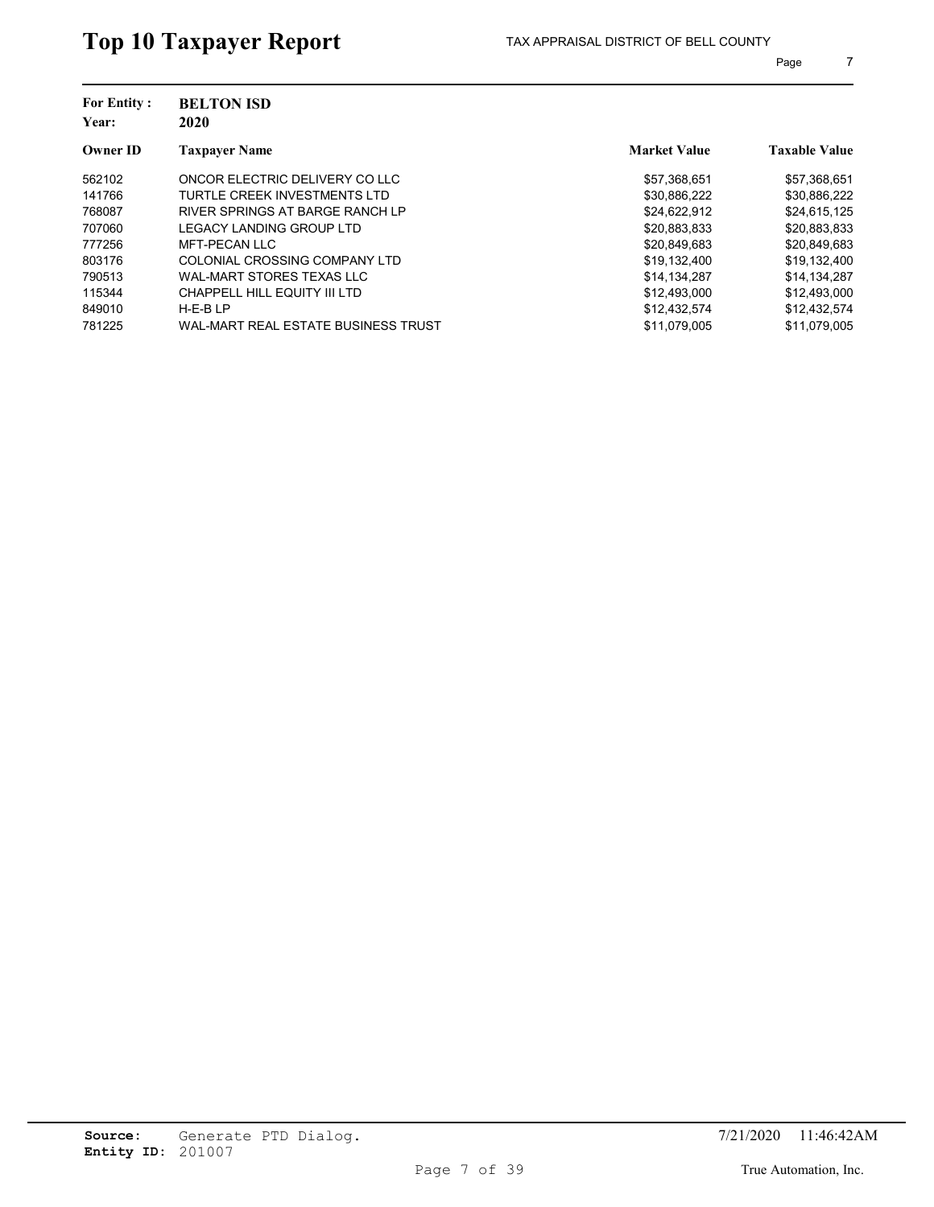# Top 10 Taxpayer Report

TAX APPRAISAL DISTRICT OF BELL COUNTY

**For Entity :** **BELTON ISD**
**Year:** **2020**

| Owner ID | Taxpayer Name | Market Value | Taxable Value |
|---|---|---|---|
| 562102 | ONCOR ELECTRIC DELIVERY CO LLC | $57,368,651 | $57,368,651 |
| 141766 | TURTLE CREEK INVESTMENTS LTD | $30,886,222 | $30,886,222 |
| 768087 | RIVER SPRINGS AT BARGE RANCH LP | $24,622,912 | $24,615,125 |
| 707060 | LEGACY LANDING GROUP LTD | $20,883,833 | $20,883,833 |
| 777256 | MFT-PECAN LLC | $20,849,683 | $20,849,683 |
| 803176 | COLONIAL CROSSING COMPANY LTD | $19,132,400 | $19,132,400 |
| 790513 | WAL-MART STORES TEXAS LLC | $14,134,287 | $14,134,287 |
| 115344 | CHAPPELL HILL EQUITY III LTD | $12,493,000 | $12,493,000 |
| 849010 | H-E-B LP | $12,432,574 | $12,432,574 |
| 781225 | WAL-MART REAL ESTATE BUSINESS TRUST | $11,079,005 | $11,079,005 |

**Source:** Generate PTD Dialog.
**Entity ID:** 201007

7/21/2020 11:46:42AM

True Automation, Inc.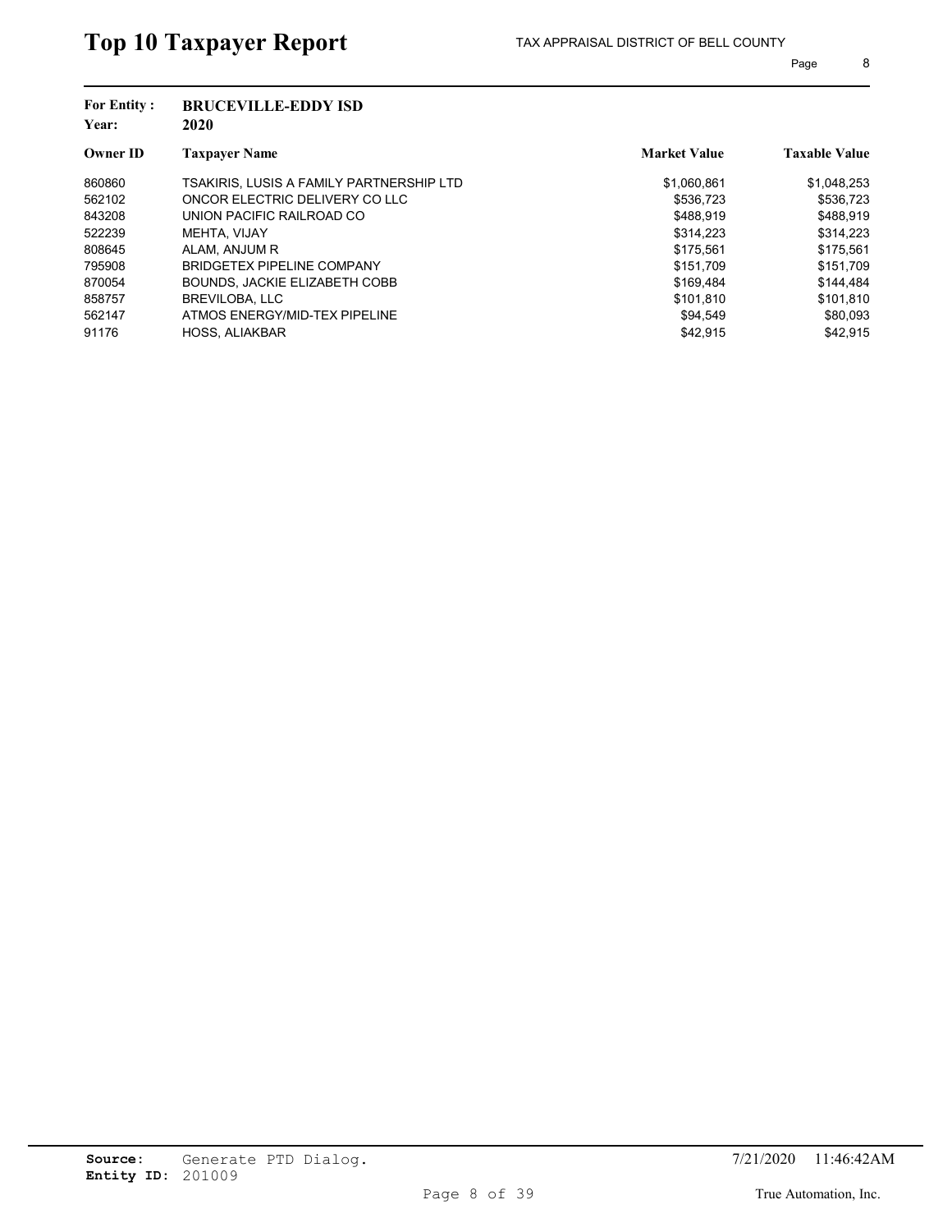# Top 10 Taxpayer Report

TAX APPRAISAL DISTRICT OF BELL COUNTY

**For Entity :** **BRUCEVILLE-EDDY ISD**
**Year:** **2020**

| Owner ID | Taxpayer Name | Market Value | Taxable Value |
|---|---|---|---|
| 860860 | TSAKIRIS, LUSIS A FAMILY PARTNERSHIP LTD | $1,060,861 | $1,048,253 |
| 562102 | ONCOR ELECTRIC DELIVERY CO LLC | $536,723 | $536,723 |
| 843208 | UNION PACIFIC RAILROAD CO | $488,919 | $488,919 |
| 522239 | MEHTA, VIJAY | $314,223 | $314,223 |
| 808645 | ALAM, ANJUM R | $175,561 | $175,561 |
| 795908 | BRIDGETEX PIPELINE COMPANY | $151,709 | $151,709 |
| 870054 | BOUNDS, JACKIE ELIZABETH COBB | $169,484 | $144,484 |
| 858757 | BREVILOBA, LLC | $101,810 | $101,810 |
| 562147 | ATMOS ENERGY/MID-TEX PIPELINE | $94,549 | $80,093 |
| 91176 | HOSS, ALIAKBAR | $42,915 | $42,915 |

**Source:** Generate PTD Dialog.
**Entity ID:** 201009

7/21/2020 11:46:42AM

True Automation, Inc.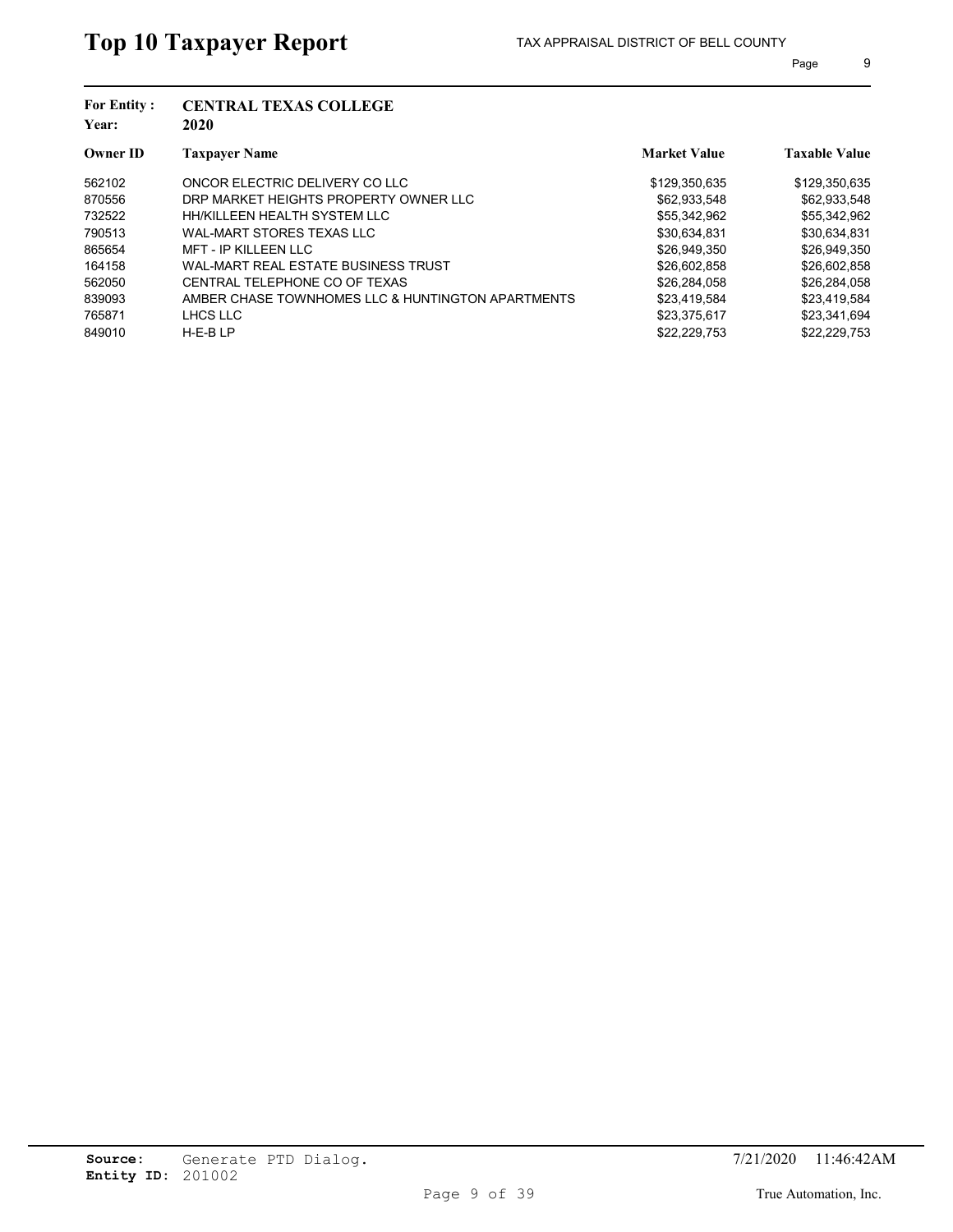# Top 10 Taxpayer Report

TAX APPRAISAL DISTRICT OF BELL COUNTY

**For Entity :** **CENTRAL TEXAS COLLEGE**
**Year:** **2020**

| Owner ID | Taxpayer Name | Market Value | Taxable Value |
|---|---|---|---|
| 562102 | ONCOR ELECTRIC DELIVERY CO LLC | $129,350,635 | $129,350,635 |
| 870556 | DRP MARKET HEIGHTS PROPERTY OWNER LLC | $62,933,548 | $62,933,548 |
| 732522 | HH/KILLEEN HEALTH SYSTEM LLC | $55,342,962 | $55,342,962 |
| 790513 | WAL-MART STORES TEXAS LLC | $30,634,831 | $30,634,831 |
| 865654 | MFT - IP KILLEEN LLC | $26,949,350 | $26,949,350 |
| 164158 | WAL-MART REAL ESTATE BUSINESS TRUST | $26,602,858 | $26,602,858 |
| 562050 | CENTRAL TELEPHONE CO OF TEXAS | $26,284,058 | $26,284,058 |
| 839093 | AMBER CHASE TOWNHOMES LLC & HUNTINGTON APARTMENTS | $23,419,584 | $23,419,584 |
| 765871 | LHCS LLC | $23,375,617 | $23,341,694 |
| 849010 | H-E-B LP | $22,229,753 | $22,229,753 |

**Source:** Generate PTD Dialog.
**Entity ID:** 201002

7/21/2020 11:46:42AM

True Automation, Inc.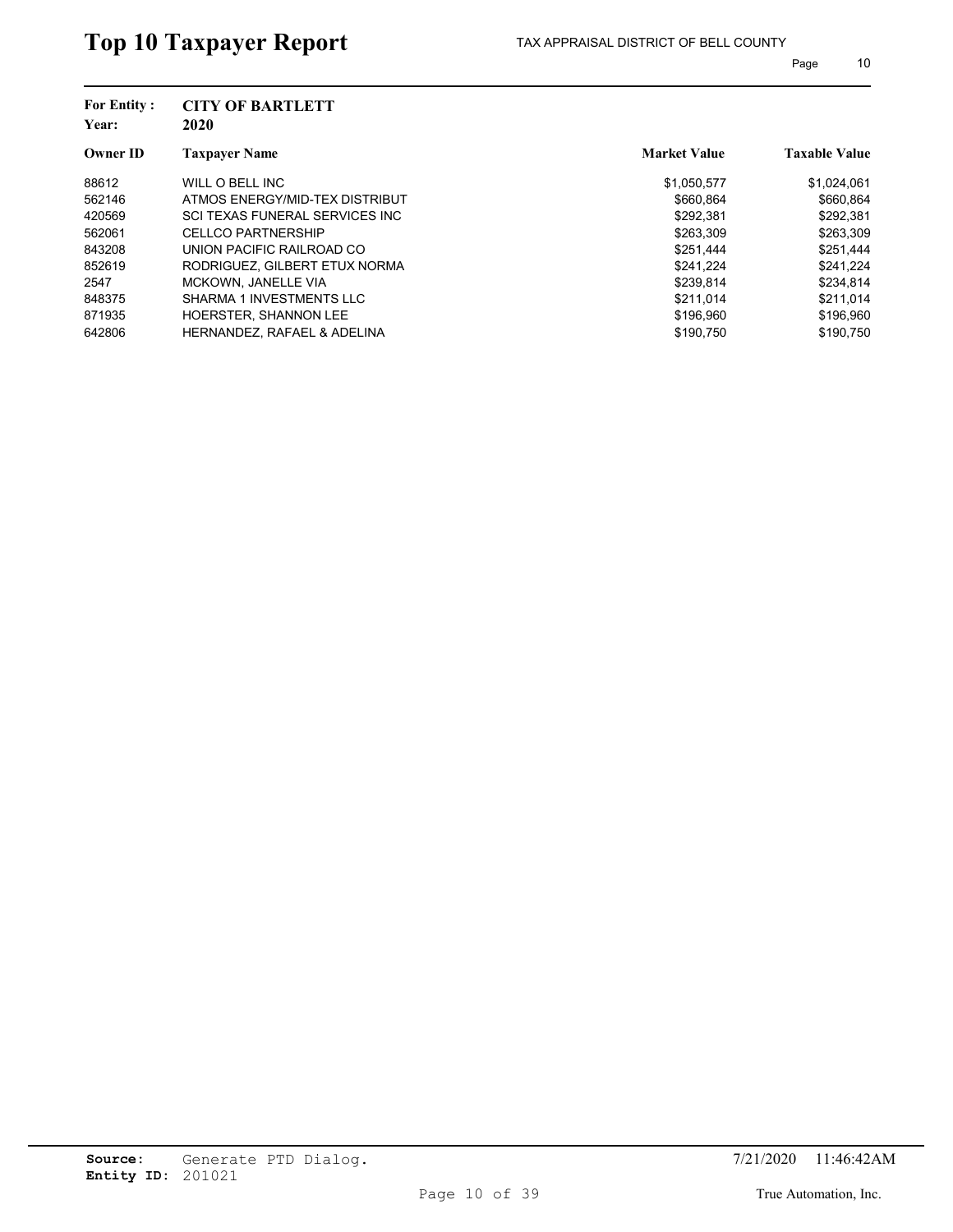# Top 10 Taxpayer Report

TAX APPRAISAL DISTRICT OF BELL COUNTY

**For Entity :** **CITY OF BARTLETT**
**Year:** **2020**

| Owner ID | Taxpayer Name | Market Value | Taxable Value |
|---|---|---|---|
| 88612 | WILL O BELL INC | $1,050,577 | $1,024,061 |
| 562146 | ATMOS ENERGY/MID-TEX DISTRIBUT | $660,864 | $660,864 |
| 420569 | SCI TEXAS FUNERAL SERVICES INC | $292,381 | $292,381 |
| 562061 | CELLCO PARTNERSHIP | $263,309 | $263,309 |
| 843208 | UNION PACIFIC RAILROAD CO | $251,444 | $251,444 |
| 852619 | RODRIGUEZ, GILBERT ETUX NORMA | $241,224 | $241,224 |
| 2547 | MCKOWN, JANELLE VIA | $239,814 | $234,814 |
| 848375 | SHARMA 1 INVESTMENTS LLC | $211,014 | $211,014 |
| 871935 | HOERSTER, SHANNON LEE | $196,960 | $196,960 |
| 642806 | HERNANDEZ, RAFAEL & ADELINA | $190,750 | $190,750 |

**Source:** Generate PTD Dialog.
**Entity ID:** 201021

7/21/2020 11:46:42AM

True Automation, Inc.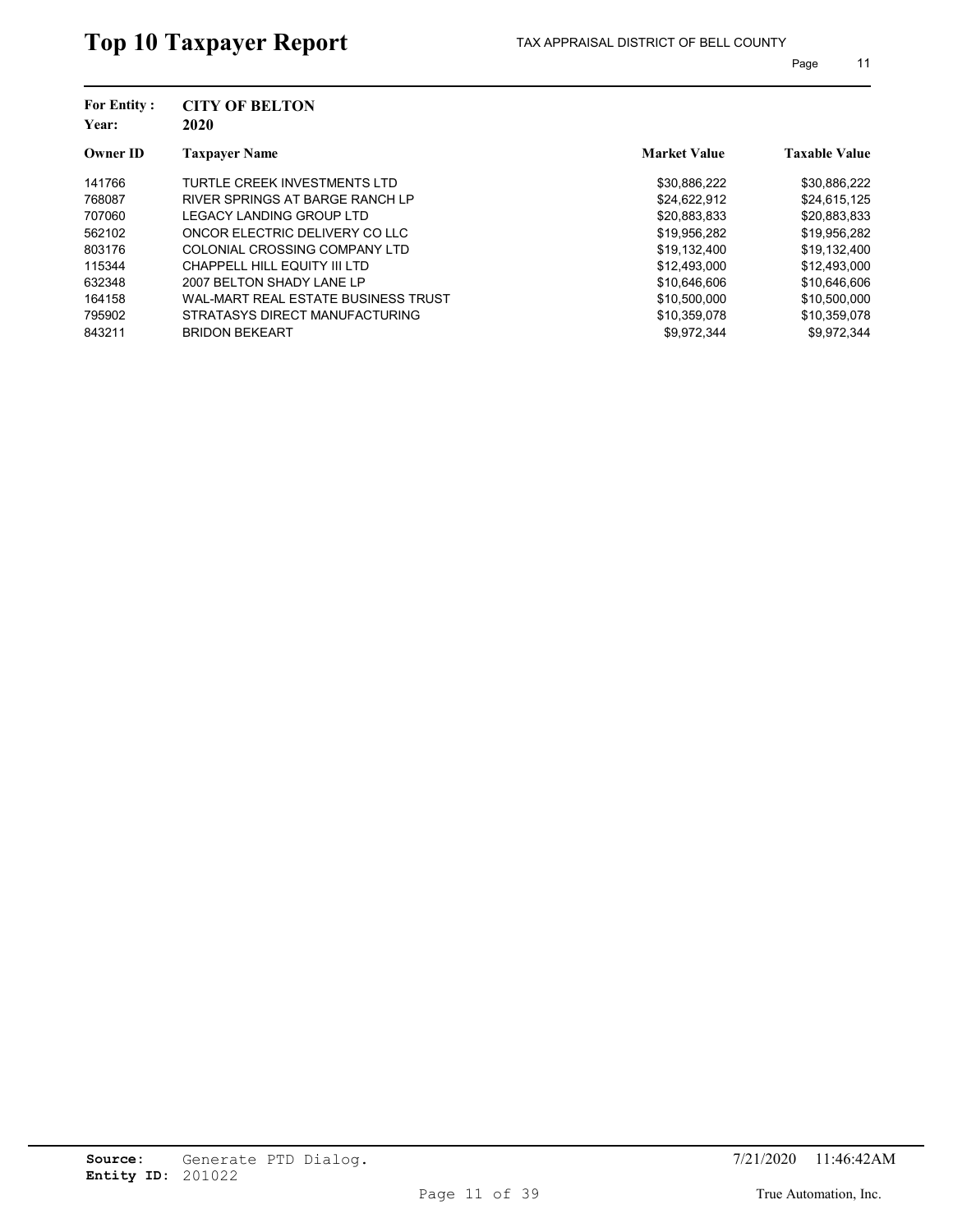# Top 10 Taxpayer Report

TAX APPRAISAL DISTRICT OF BELL COUNTY

**For Entity :** CITY OF BELTON
**Year:** 2020

| Owner ID | Taxpayer Name | Market Value | Taxable Value |
|---|---|---|---|
| 141766 | TURTLE CREEK INVESTMENTS LTD | $30,886,222 | $30,886,222 |
| 768087 | RIVER SPRINGS AT BARGE RANCH LP | $24,622,912 | $24,615,125 |
| 707060 | LEGACY LANDING GROUP LTD | $20,883,833 | $20,883,833 |
| 562102 | ONCOR ELECTRIC DELIVERY CO LLC | $19,956,282 | $19,956,282 |
| 803176 | COLONIAL CROSSING COMPANY LTD | $19,132,400 | $19,132,400 |
| 115344 | CHAPPELL HILL EQUITY III LTD | $12,493,000 | $12,493,000 |
| 632348 | 2007 BELTON SHADY LANE LP | $10,646,606 | $10,646,606 |
| 164158 | WAL-MART REAL ESTATE BUSINESS TRUST | $10,500,000 | $10,500,000 |
| 795902 | STRATASYS DIRECT MANUFACTURING | $10,359,078 | $10,359,078 |
| 843211 | BRIDON BEKEART | $9,972,344 | $9,972,344 |

**Source:** Generate PTD Dialog.
**Entity ID:** 201022

7/21/2020 11:46:42AM

True Automation, Inc.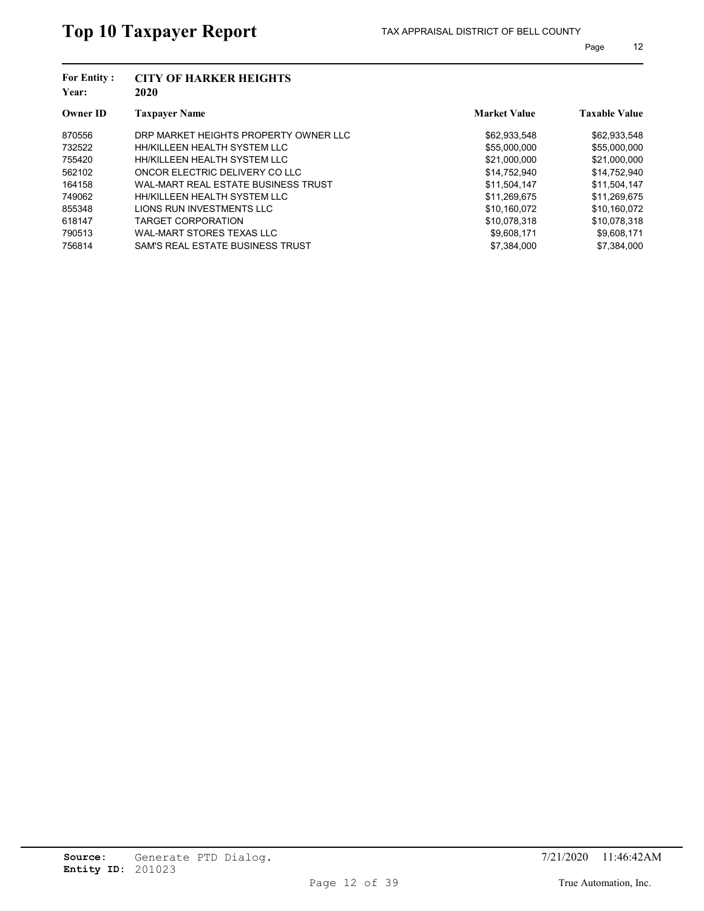# Top 10 Taxpayer Report

TAX APPRAISAL DISTRICT OF BELL COUNTY

**For Entity :** **CITY OF HARKER HEIGHTS**
**Year:** **2020**

| Owner ID | Taxpayer Name | Market Value | Taxable Value |
|---|---|---|---|
| 870556 | DRP MARKET HEIGHTS PROPERTY OWNER LLC | $62,933,548 | $62,933,548 |
| 732522 | HH/KILLEEN HEALTH SYSTEM LLC | $55,000,000 | $55,000,000 |
| 755420 | HH/KILLEEN HEALTH SYSTEM LLC | $21,000,000 | $21,000,000 |
| 562102 | ONCOR ELECTRIC DELIVERY CO LLC | $14,752,940 | $14,752,940 |
| 164158 | WAL-MART REAL ESTATE BUSINESS TRUST | $11,504,147 | $11,504,147 |
| 749062 | HH/KILLEEN HEALTH SYSTEM LLC | $11,269,675 | $11,269,675 |
| 855348 | LIONS RUN INVESTMENTS LLC | $10,160,072 | $10,160,072 |
| 618147 | TARGET CORPORATION | $10,078,318 | $10,078,318 |
| 790513 | WAL-MART STORES TEXAS LLC | $9,608,171 | $9,608,171 |
| 756814 | SAM'S REAL ESTATE BUSINESS TRUST | $7,384,000 | $7,384,000 |

**Source:** Generate PTD Dialog.
**Entity ID:** 201023

7/21/2020 11:46:42AM

True Automation, Inc.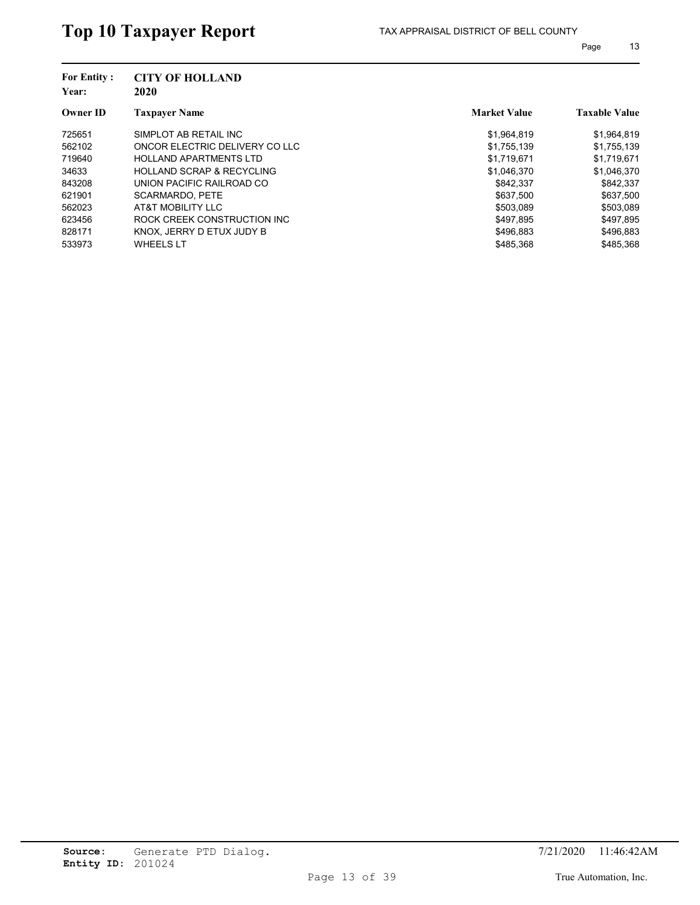# Top 10 Taxpayer Report

TAX APPRAISAL DISTRICT OF BELL COUNTY

**For Entity :** **CITY OF HOLLAND**
**Year:** **2020**

| Owner ID | Taxpayer Name | Market Value | Taxable Value |
|---|---|---|---|
| 725651 | SIMPLOT AB RETAIL INC | $1,964,819 | $1,964,819 |
| 562102 | ONCOR ELECTRIC DELIVERY CO LLC | $1,755,139 | $1,755,139 |
| 719640 | HOLLAND APARTMENTS LTD | $1,719,671 | $1,719,671 |
| 34633 | HOLLAND SCRAP & RECYCLING | $1,046,370 | $1,046,370 |
| 843208 | UNION PACIFIC RAILROAD CO | $842,337 | $842,337 |
| 621901 | SCARMARDO, PETE | $637,500 | $637,500 |
| 562023 | AT&T MOBILITY LLC | $503,089 | $503,089 |
| 623456 | ROCK CREEK CONSTRUCTION INC | $497,895 | $497,895 |
| 828171 | KNOX, JERRY D ETUX JUDY B | $496,883 | $496,883 |
| 533973 | WHEELS LT | $485,368 | $485,368 |

**Source:** Generate PTD Dialog.
**Entity ID:** 201024

7/21/2020 11:46:42AM

True Automation, Inc.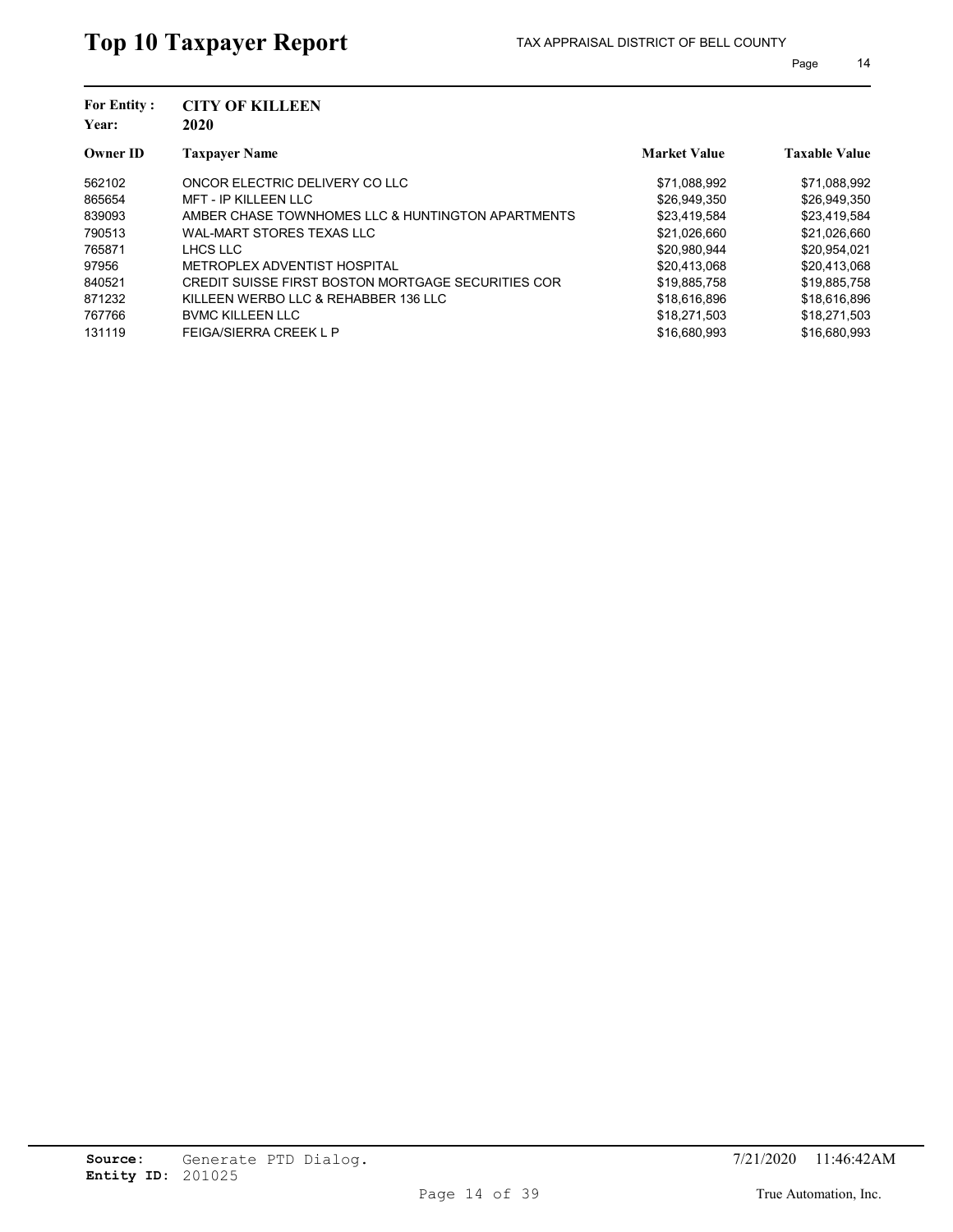# Top 10 Taxpayer Report

TAX APPRAISAL DISTRICT OF BELL COUNTY

**For Entity :** CITY OF KILLEEN
**Year:** 2020

| Owner ID | Taxpayer Name | Market Value | Taxable Value |
|---|---|---|---|
| 562102 | ONCOR ELECTRIC DELIVERY CO LLC | $71,088,992 | $71,088,992 |
| 865654 | MFT - IP KILLEEN LLC | $26,949,350 | $26,949,350 |
| 839093 | AMBER CHASE TOWNHOMES LLC & HUNTINGTON APARTMENTS | $23,419,584 | $23,419,584 |
| 790513 | WAL-MART STORES TEXAS LLC | $21,026,660 | $21,026,660 |
| 765871 | LHCS LLC | $20,980,944 | $20,954,021 |
| 97956 | METROPLEX ADVENTIST HOSPITAL | $20,413,068 | $20,413,068 |
| 840521 | CREDIT SUISSE FIRST BOSTON MORTGAGE SECURITIES COR | $19,885,758 | $19,885,758 |
| 871232 | KILLEEN WERBO LLC & REHABBER 136 LLC | $18,616,896 | $18,616,896 |
| 767766 | BVMC KILLEEN LLC | $18,271,503 | $18,271,503 |
| 131119 | FEIGA/SIERRA CREEK L P | $16,680,993 | $16,680,993 |

**Source:** Generate PTD Dialog.
**Entity ID:** 201025

7/21/2020 11:46:42AM

True Automation, Inc.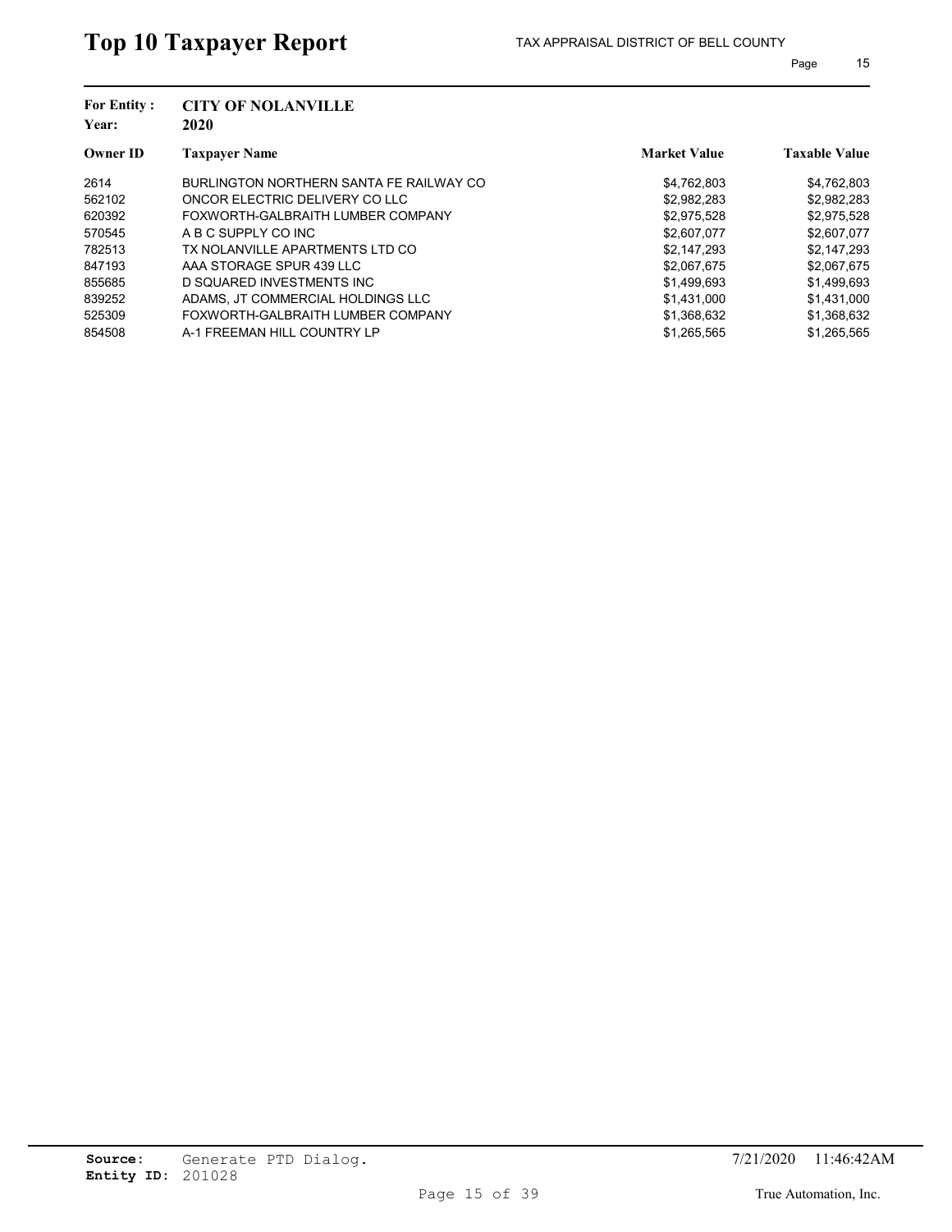# Top 10 Taxpayer Report

TAX APPRAISAL DISTRICT OF BELL COUNTY

**For Entity :** **CITY OF NOLANVILLE**
**Year:** **2020**

| Owner ID | Taxpayer Name | Market Value | Taxable Value |
|---|---|---|---|
| 2614 | BURLINGTON NORTHERN SANTA FE RAILWAY CO | $4,762,803 | $4,762,803 |
| 562102 | ONCOR ELECTRIC DELIVERY CO LLC | $2,982,283 | $2,982,283 |
| 620392 | FOXWORTH-GALBRAITH LUMBER COMPANY | $2,975,528 | $2,975,528 |
| 570545 | A B C SUPPLY CO INC | $2,607,077 | $2,607,077 |
| 782513 | TX NOLANVILLE APARTMENTS LTD CO | $2,147,293 | $2,147,293 |
| 847193 | AAA STORAGE SPUR 439 LLC | $2,067,675 | $2,067,675 |
| 855685 | D SQUARED INVESTMENTS INC | $1,499,693 | $1,499,693 |
| 839252 | ADAMS, JT COMMERCIAL HOLDINGS LLC | $1,431,000 | $1,431,000 |
| 525309 | FOXWORTH-GALBRAITH LUMBER COMPANY | $1,368,632 | $1,368,632 |
| 854508 | A-1 FREEMAN HILL COUNTRY LP | $1,265,565 | $1,265,565 |

**Source:** Generate PTD Dialog.
**Entity ID:** 201028

7/21/2020 11:46:42AM

True Automation, Inc.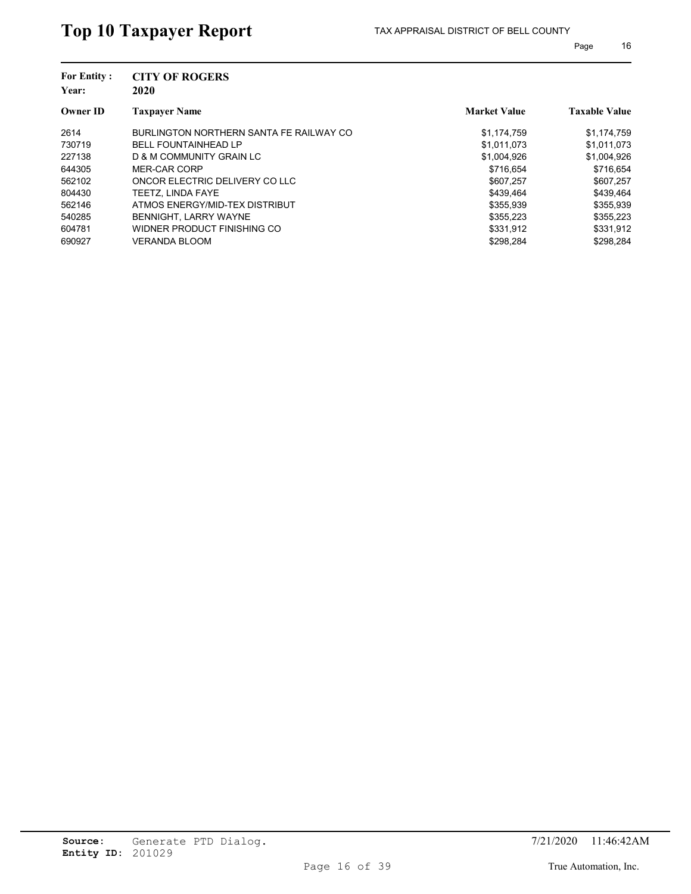# Top 10 Taxpayer Report

TAX APPRAISAL DISTRICT OF BELL COUNTY

**For Entity :** **CITY OF ROGERS**
**Year:** **2020**

| Owner ID | Taxpayer Name | Market Value | Taxable Value |
|---|---|---|---|
| 2614 | BURLINGTON NORTHERN SANTA FE RAILWAY CO | $1,174,759 | $1,174,759 |
| 730719 | BELL FOUNTAINHEAD LP | $1,011,073 | $1,011,073 |
| 227138 | D & M COMMUNITY GRAIN LC | $1,004,926 | $1,004,926 |
| 644305 | MER-CAR CORP | $716,654 | $716,654 |
| 562102 | ONCOR ELECTRIC DELIVERY CO LLC | $607,257 | $607,257 |
| 804430 | TEETZ, LINDA FAYE | $439,464 | $439,464 |
| 562146 | ATMOS ENERGY/MID-TEX DISTRIBUT | $355,939 | $355,939 |
| 540285 | BENNIGHT, LARRY WAYNE | $355,223 | $355,223 |
| 604781 | WIDNER PRODUCT FINISHING CO | $331,912 | $331,912 |
| 690927 | VERANDA BLOOM | $298,284 | $298,284 |

**Source:** Generate PTD Dialog.
**Entity ID:** 201029

7/21/2020 11:46:42AM

True Automation, Inc.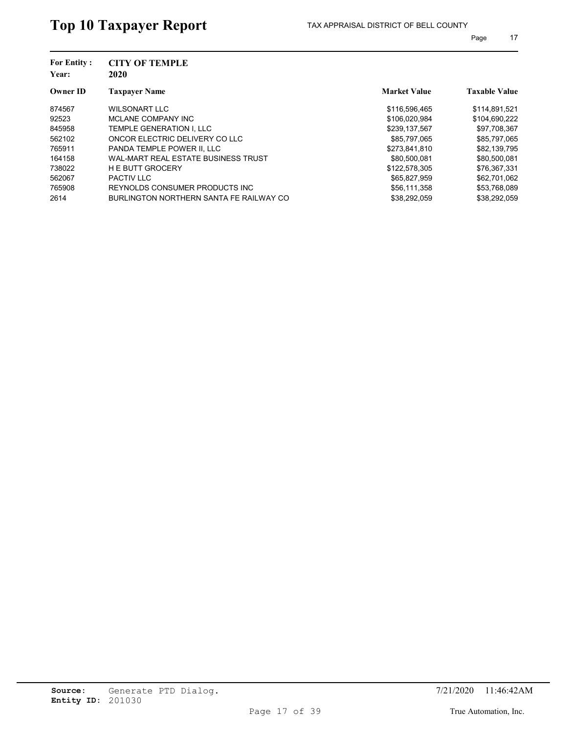# Top 10 Taxpayer Report

TAX APPRAISAL DISTRICT OF BELL COUNTY

**For Entity :** CITY OF TEMPLE
**Year:** 2020

| Owner ID | Taxpayer Name | Market Value | Taxable Value |
|---|---|---|---|
| 874567 | WILSONART LLC | $116,596,465 | $114,891,521 |
| 92523 | MCLANE COMPANY INC | $106,020,984 | $104,690,222 |
| 845958 | TEMPLE GENERATION I, LLC | $239,137,567 | $97,708,367 |
| 562102 | ONCOR ELECTRIC DELIVERY CO LLC | $85,797,065 | $85,797,065 |
| 765911 | PANDA TEMPLE POWER II, LLC | $273,841,810 | $82,139,795 |
| 164158 | WAL-MART REAL ESTATE BUSINESS TRUST | $80,500,081 | $80,500,081 |
| 738022 | H E BUTT GROCERY | $122,578,305 | $76,367,331 |
| 562067 | PACTIV LLC | $65,827,959 | $62,701,062 |
| 765908 | REYNOLDS CONSUMER PRODUCTS INC | $56,111,358 | $53,768,089 |
| 2614 | BURLINGTON NORTHERN SANTA FE RAILWAY CO | $38,292,059 | $38,292,059 |

**Source:** Generate PTD Dialog.
**Entity ID:** 201030

7/21/2020 11:46:42AM

True Automation, Inc.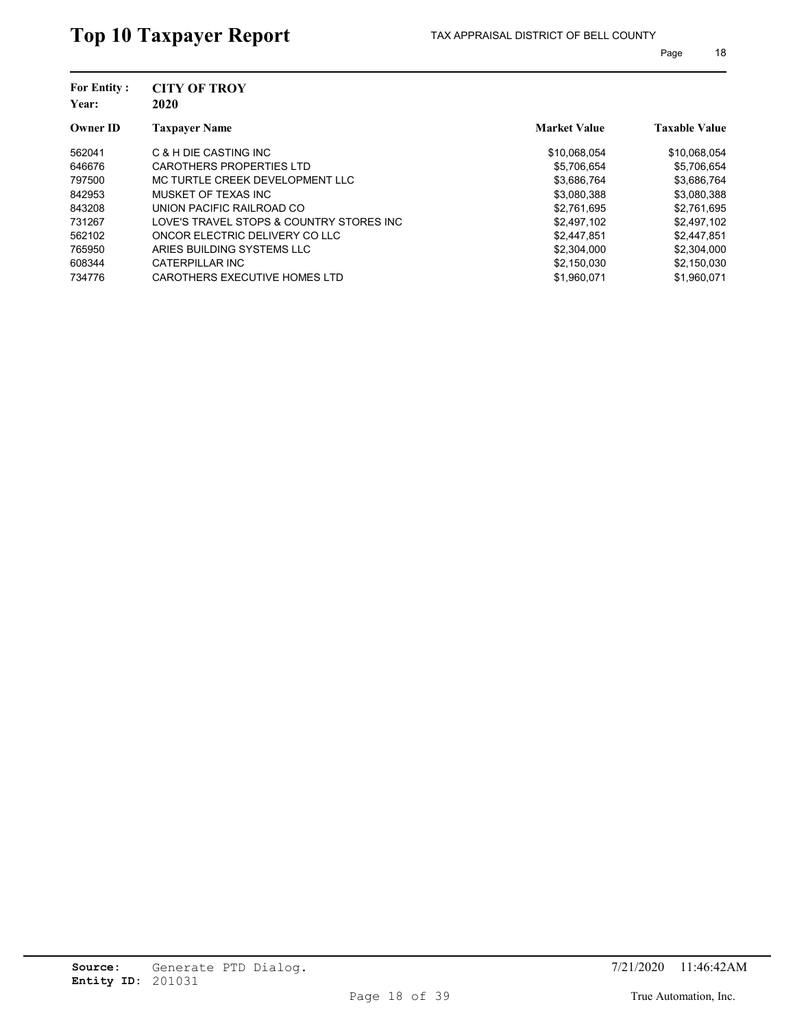# Top 10 Taxpayer Report

TAX APPRAISAL DISTRICT OF BELL COUNTY

**For Entity :** **CITY OF TROY**
**Year:** **2020**

| Owner ID | Taxpayer Name | Market Value | Taxable Value |
|---|---|---|---|
| 562041 | C & H DIE CASTING INC | $10,068,054 | $10,068,054 |
| 646676 | CAROTHERS PROPERTIES LTD | $5,706,654 | $5,706,654 |
| 797500 | MC TURTLE CREEK DEVELOPMENT LLC | $3,686,764 | $3,686,764 |
| 842953 | MUSKET OF TEXAS INC | $3,080,388 | $3,080,388 |
| 843208 | UNION PACIFIC RAILROAD CO | $2,761,695 | $2,761,695 |
| 731267 | LOVE'S TRAVEL STOPS & COUNTRY STORES INC | $2,497,102 | $2,497,102 |
| 562102 | ONCOR ELECTRIC DELIVERY CO LLC | $2,447,851 | $2,447,851 |
| 765950 | ARIES BUILDING SYSTEMS LLC | $2,304,000 | $2,304,000 |
| 608344 | CATERPILLAR INC | $2,150,030 | $2,150,030 |
| 734776 | CAROTHERS EXECUTIVE HOMES LTD | $1,960,071 | $1,960,071 |

**Source:** Generate PTD Dialog.
**Entity ID:** 201031

7/21/2020 11:46:42AM

True Automation, Inc.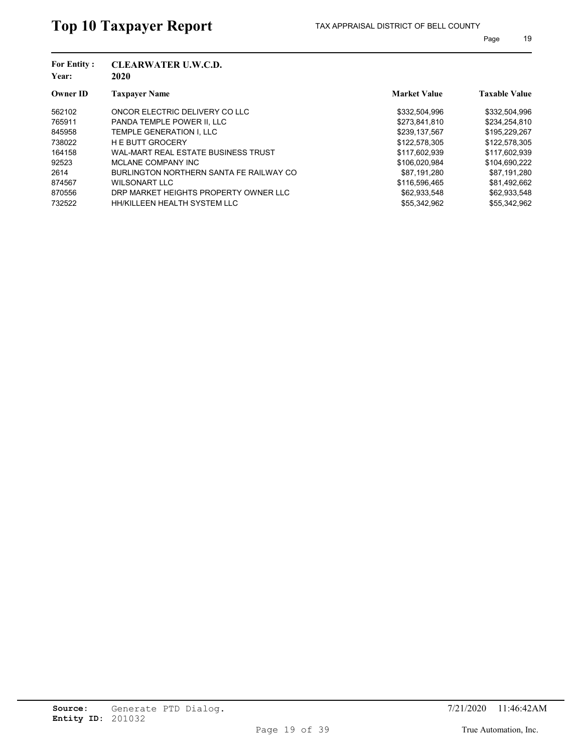# Top 10 Taxpayer Report

TAX APPRAISAL DISTRICT OF BELL COUNTY

**For Entity :** CLEARWATER U.W.C.D.
**Year:** 2020

| Owner ID | Taxpayer Name | Market Value | Taxable Value |
|---|---|---|---|
| 562102 | ONCOR ELECTRIC DELIVERY CO LLC | $332,504,996 | $332,504,996 |
| 765911 | PANDA TEMPLE POWER II, LLC | $273,841,810 | $234,254,810 |
| 845958 | TEMPLE GENERATION I, LLC | $239,137,567 | $195,229,267 |
| 738022 | H E BUTT GROCERY | $122,578,305 | $122,578,305 |
| 164158 | WAL-MART REAL ESTATE BUSINESS TRUST | $117,602,939 | $117,602,939 |
| 92523 | MCLANE COMPANY INC | $106,020,984 | $104,690,222 |
| 2614 | BURLINGTON NORTHERN SANTA FE RAILWAY CO | $87,191,280 | $87,191,280 |
| 874567 | WILSONART LLC | $116,596,465 | $81,492,662 |
| 870556 | DRP MARKET HEIGHTS PROPERTY OWNER LLC | $62,933,548 | $62,933,548 |
| 732522 | HH/KILLEEN HEALTH SYSTEM LLC | $55,342,962 | $55,342,962 |

**Source:** Generate PTD Dialog.
**Entity ID:** 201032

7/21/2020 11:46:42AM

True Automation, Inc.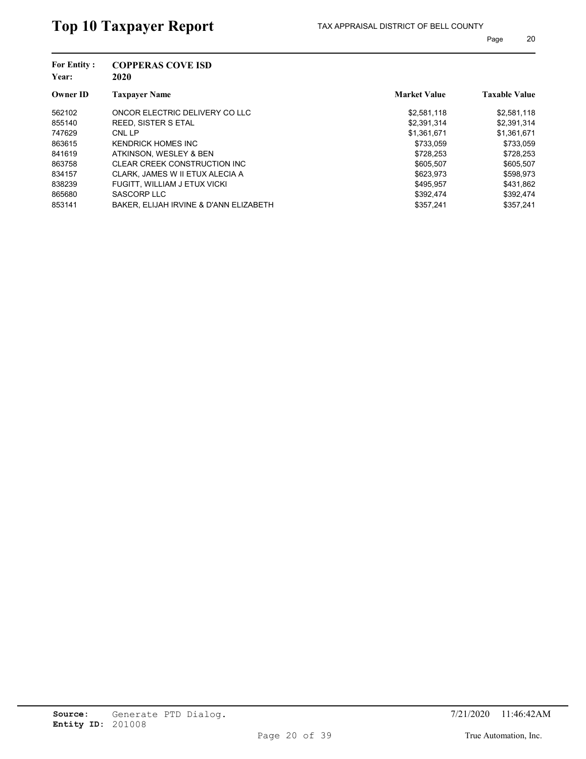# Top 10 Taxpayer Report

TAX APPRAISAL DISTRICT OF BELL COUNTY

**For Entity :** **COPPERAS COVE ISD**
**Year:** **2020**

| Owner ID | Taxpayer Name | Market Value | Taxable Value |
|---|---|---|---|
| 562102 | ONCOR ELECTRIC DELIVERY CO LLC | $2,581,118 | $2,581,118 |
| 855140 | REED, SISTER S ETAL | $2,391,314 | $2,391,314 |
| 747629 | CNL LP | $1,361,671 | $1,361,671 |
| 863615 | KENDRICK HOMES INC | $733,059 | $733,059 |
| 841619 | ATKINSON, WESLEY & BEN | $728,253 | $728,253 |
| 863758 | CLEAR CREEK CONSTRUCTION INC | $605,507 | $605,507 |
| 834157 | CLARK, JAMES W II ETUX ALECIA A | $623,973 | $598,973 |
| 838239 | FUGITT, WILLIAM J ETUX VICKI | $495,957 | $431,862 |
| 865680 | SASCORP LLC | $392,474 | $392,474 |
| 853141 | BAKER, ELIJAH IRVINE & D'ANN ELIZABETH | $357,241 | $357,241 |

**Source:** Generate PTD Dialog.
**Entity ID:** 201008

7/21/2020 11:46:42AM

True Automation, Inc.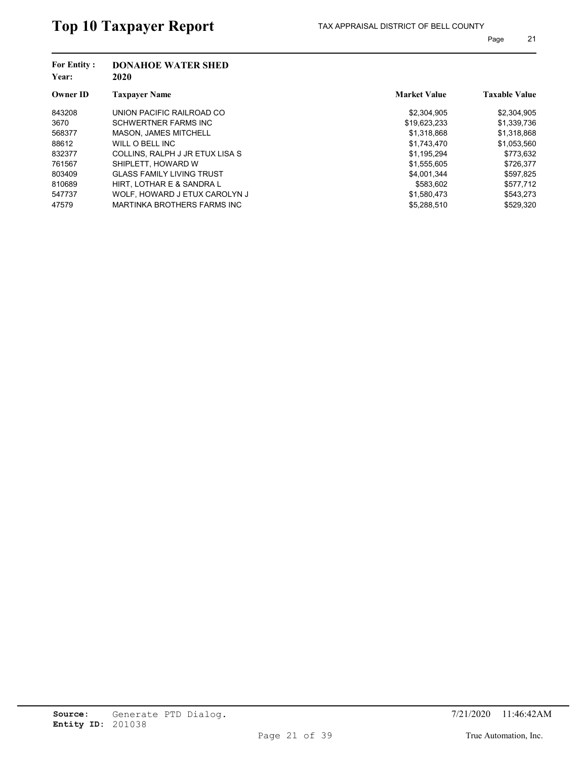# Top 10 Taxpayer Report

TAX APPRAISAL DISTRICT OF BELL COUNTY

**For Entity :** **DONAHOE WATER SHED**
**Year:** **2020**

| Owner ID | Taxpayer Name | Market Value | Taxable Value |
|---|---|---|---|
| 843208 | UNION PACIFIC RAILROAD CO | $2,304,905 | $2,304,905 |
| 3670 | SCHWERTNER FARMS INC | $19,623,233 | $1,339,736 |
| 568377 | MASON, JAMES MITCHELL | $1,318,868 | $1,318,868 |
| 88612 | WILL O BELL INC | $1,743,470 | $1,053,560 |
| 832377 | COLLINS, RALPH J JR ETUX LISA S | $1,195,294 | $773,632 |
| 761567 | SHIPLETT, HOWARD W | $1,555,605 | $726,377 |
| 803409 | GLASS FAMILY LIVING TRUST | $4,001,344 | $597,825 |
| 810689 | HIRT, LOTHAR E & SANDRA L | $583,602 | $577,712 |
| 547737 | WOLF, HOWARD J ETUX CAROLYN J | $1,580,473 | $543,273 |
| 47579 | MARTINKA BROTHERS FARMS INC | $5,288,510 | $529,320 |

**Source:** Generate PTD Dialog.
**Entity ID:** 201038

7/21/2020 11:46:42AM

True Automation, Inc.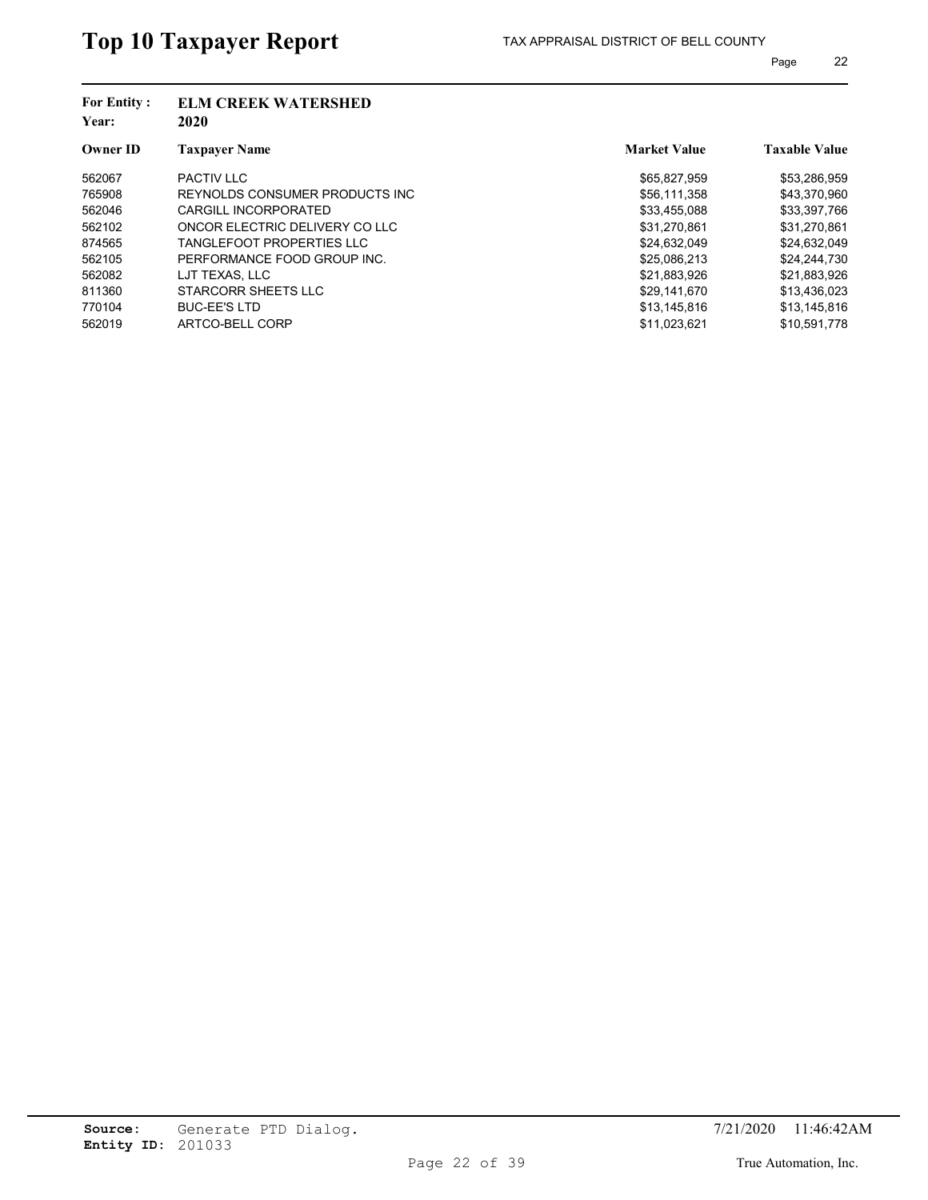# Top 10 Taxpayer Report

TAX APPRAISAL DISTRICT OF BELL COUNTY

**For Entity :** **ELM CREEK WATERSHED**
**Year:** **2020**

| Owner ID | Taxpayer Name | Market Value | Taxable Value |
|---|---|---|---|
| 562067 | PACTIV LLC | $65,827,959 | $53,286,959 |
| 765908 | REYNOLDS CONSUMER PRODUCTS INC | $56,111,358 | $43,370,960 |
| 562046 | CARGILL INCORPORATED | $33,455,088 | $33,397,766 |
| 562102 | ONCOR ELECTRIC DELIVERY CO LLC | $31,270,861 | $31,270,861 |
| 874565 | TANGLEFOOT PROPERTIES LLC | $24,632,049 | $24,632,049 |
| 562105 | PERFORMANCE FOOD GROUP INC. | $25,086,213 | $24,244,730 |
| 562082 | LJT TEXAS, LLC | $21,883,926 | $21,883,926 |
| 811360 | STARCORR SHEETS LLC | $29,141,670 | $13,436,023 |
| 770104 | BUC-EE'S LTD | $13,145,816 | $13,145,816 |
| 562019 | ARTCO-BELL CORP | $11,023,621 | $10,591,778 |

**Source:** Generate PTD Dialog.
**Entity ID:** 201033

7/21/2020 11:46:42AM

True Automation, Inc.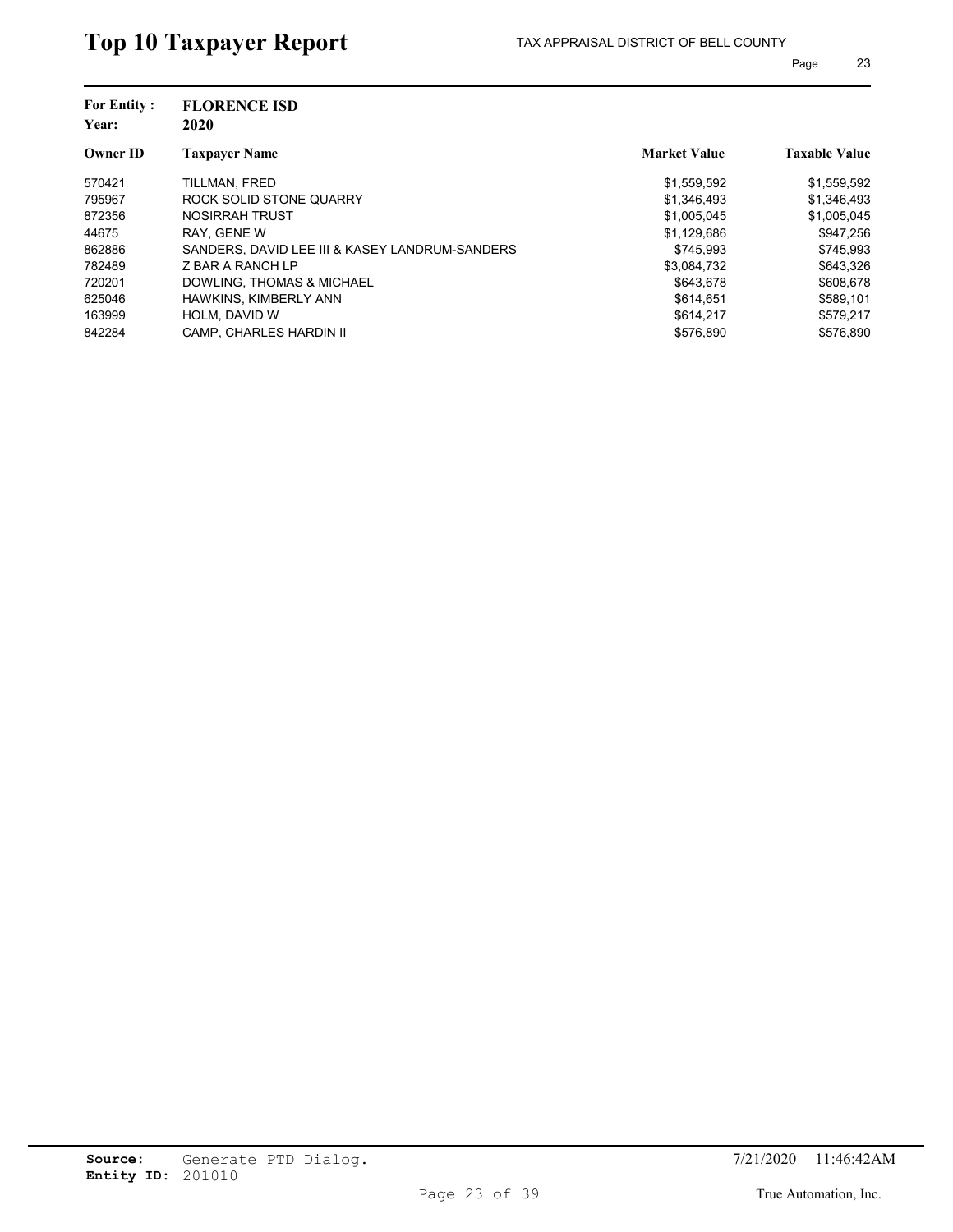# Top 10 Taxpayer Report

TAX APPRAISAL DISTRICT OF BELL COUNTY

**For Entity :** **FLORENCE ISD**
**Year:** **2020**

| Owner ID | Taxpayer Name | Market Value | Taxable Value |
|---|---|---|---|
| 570421 | TILLMAN, FRED | $1,559,592 | $1,559,592 |
| 795967 | ROCK SOLID STONE QUARRY | $1,346,493 | $1,346,493 |
| 872356 | NOSIRRAH TRUST | $1,005,045 | $1,005,045 |
| 44675 | RAY, GENE W | $1,129,686 | $947,256 |
| 862886 | SANDERS, DAVID LEE III & KASEY LANDRUM-SANDERS | $745,993 | $745,993 |
| 782489 | Z BAR A RANCH LP | $3,084,732 | $643,326 |
| 720201 | DOWLING, THOMAS & MICHAEL | $643,678 | $608,678 |
| 625046 | HAWKINS, KIMBERLY ANN | $614,651 | $589,101 |
| 163999 | HOLM, DAVID W | $614,217 | $579,217 |
| 842284 | CAMP, CHARLES HARDIN II | $576,890 | $576,890 |

**Source:** Generate PTD Dialog.
**Entity ID:** 201010

7/21/2020 11:46:42AM

True Automation, Inc.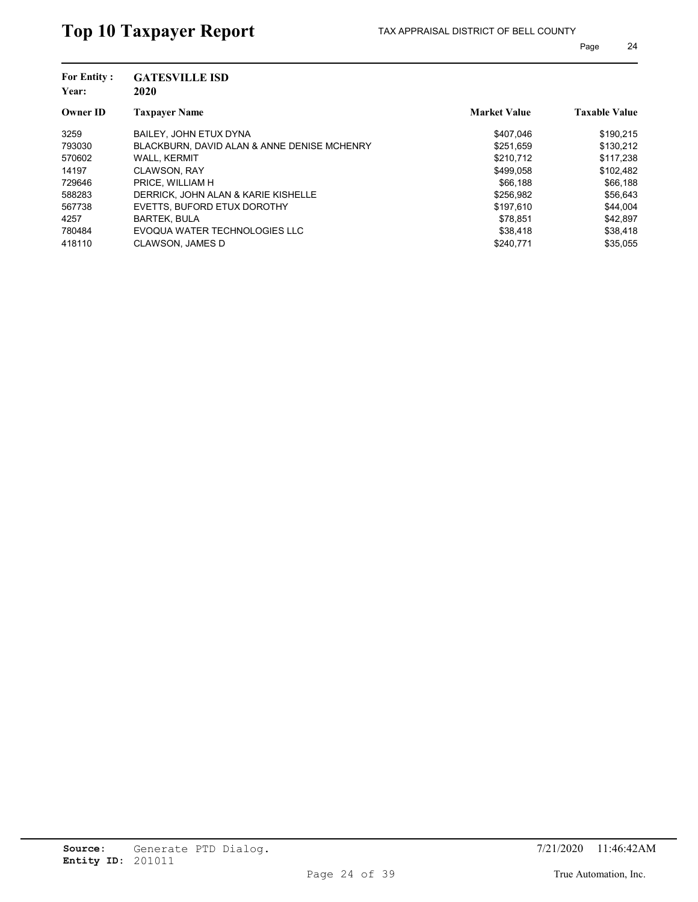# Top 10 Taxpayer Report

TAX APPRAISAL DISTRICT OF BELL COUNTY

**For Entity :** GATESVILLE ISD
**Year:** 2020

| Owner ID | Taxpayer Name | Market Value | Taxable Value |
|---|---|---|---|
| 3259 | BAILEY, JOHN ETUX DYNA | $407,046 | $190,215 |
| 793030 | BLACKBURN, DAVID ALAN & ANNE DENISE MCHENRY | $251,659 | $130,212 |
| 570602 | WALL, KERMIT | $210,712 | $117,238 |
| 14197 | CLAWSON, RAY | $499,058 | $102,482 |
| 729646 | PRICE, WILLIAM H | $66,188 | $66,188 |
| 588283 | DERRICK, JOHN ALAN & KARIE KISHELLE | $256,982 | $56,643 |
| 567738 | EVETTS, BUFORD ETUX DOROTHY | $197,610 | $44,004 |
| 4257 | BARTEK, BULA | $78,851 | $42,897 |
| 780484 | EVOQUA WATER TECHNOLOGIES LLC | $38,418 | $38,418 |
| 418110 | CLAWSON, JAMES D | $240,771 | $35,055 |

**Source:** Generate PTD Dialog.
**Entity ID:** 201011

7/21/2020 11:46:42AM

True Automation, Inc.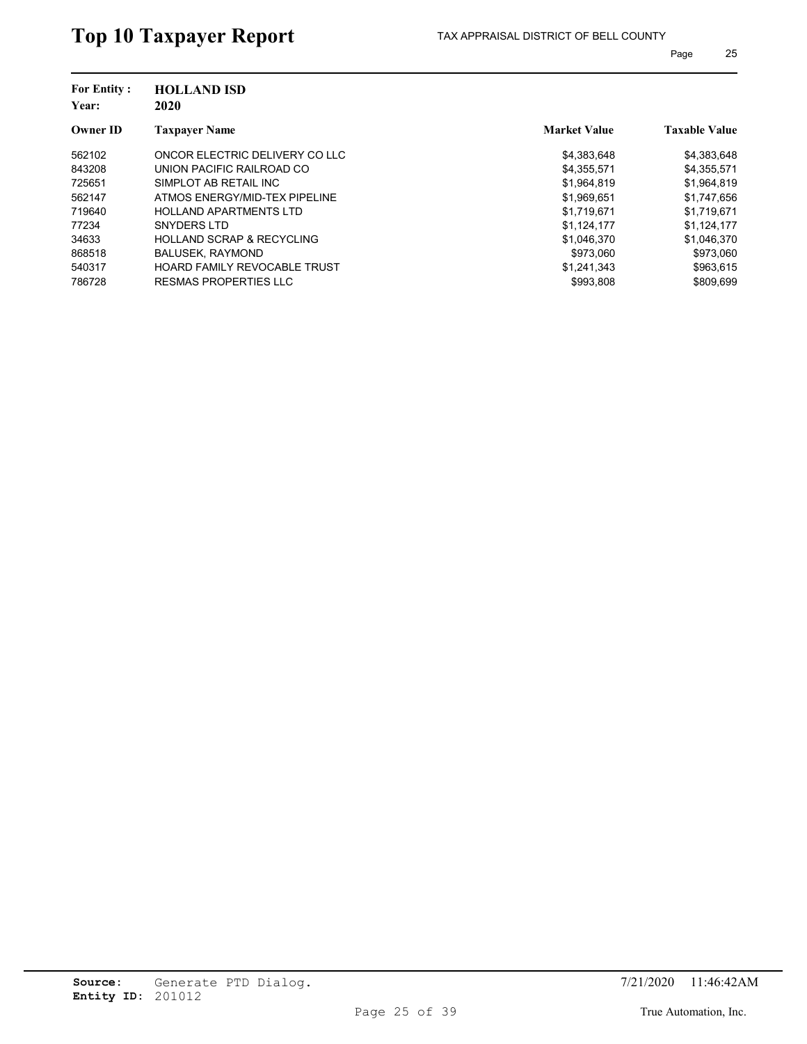# Top 10 Taxpayer Report

TAX APPRAISAL DISTRICT OF BELL COUNTY

**For Entity :** HOLLAND ISD
**Year:** 2020

| Owner ID | Taxpayer Name | Market Value | Taxable Value |
|---|---|---|---|
| 562102 | ONCOR ELECTRIC DELIVERY CO LLC | $4,383,648 | $4,383,648 |
| 843208 | UNION PACIFIC RAILROAD CO | $4,355,571 | $4,355,571 |
| 725651 | SIMPLOT AB RETAIL INC | $1,964,819 | $1,964,819 |
| 562147 | ATMOS ENERGY/MID-TEX PIPELINE | $1,969,651 | $1,747,656 |
| 719640 | HOLLAND APARTMENTS LTD | $1,719,671 | $1,719,671 |
| 77234 | SNYDERS LTD | $1,124,177 | $1,124,177 |
| 34633 | HOLLAND SCRAP & RECYCLING | $1,046,370 | $1,046,370 |
| 868518 | BALUSEK, RAYMOND | $973,060 | $973,060 |
| 540317 | HOARD FAMILY REVOCABLE TRUST | $1,241,343 | $963,615 |
| 786728 | RESMAS PROPERTIES LLC | $993,808 | $809,699 |

**Source:** Generate PTD Dialog.
**Entity ID:** 201012

7/21/2020 11:46:42AM

True Automation, Inc.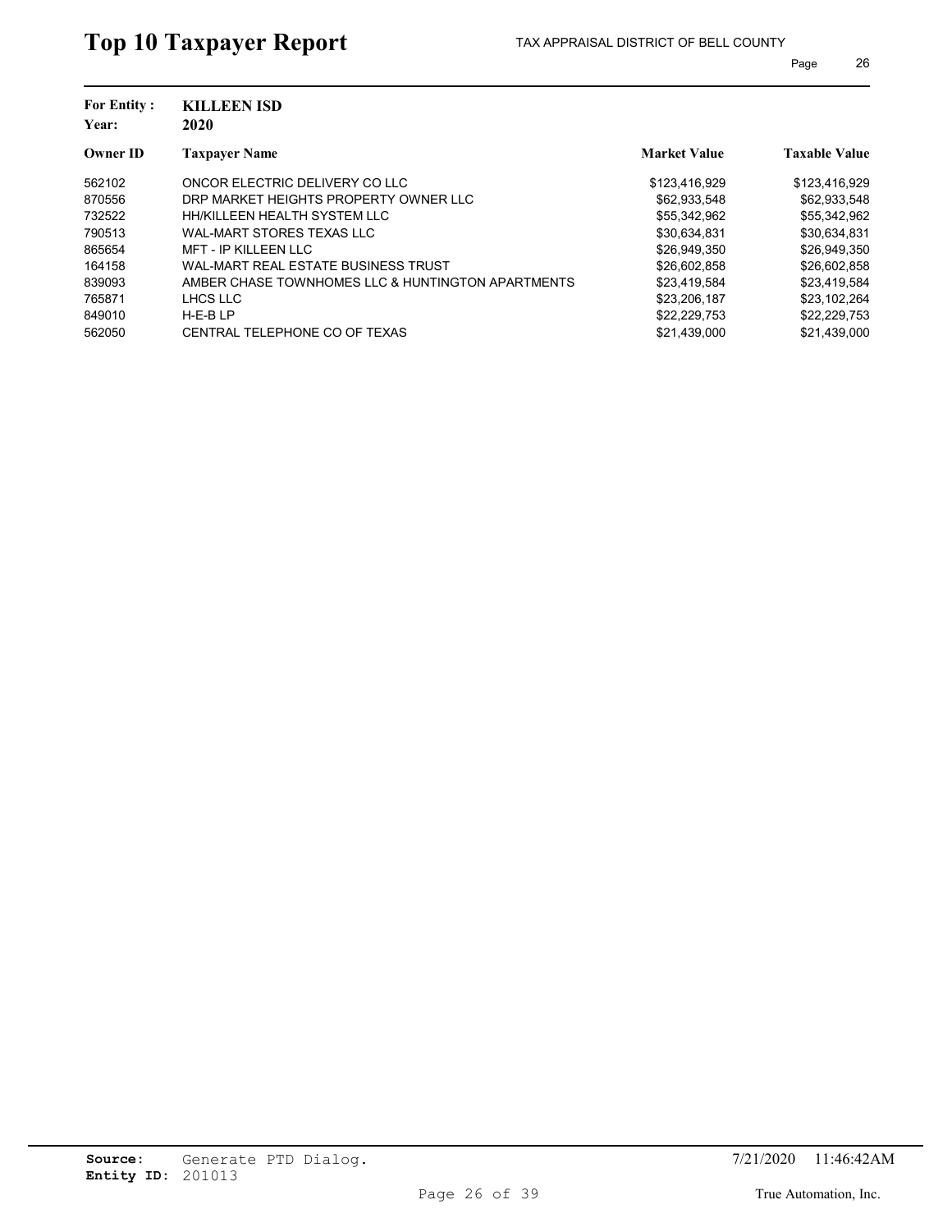# Top 10 Taxpayer Report

TAX APPRAISAL DISTRICT OF BELL COUNTY

**For Entity :** **KILLEEN ISD**
**Year:** **2020**

| Owner ID | Taxpayer Name | Market Value | Taxable Value |
|---|---|---|---|
| 562102 | ONCOR ELECTRIC DELIVERY CO LLC | $123,416,929 | $123,416,929 |
| 870556 | DRP MARKET HEIGHTS PROPERTY OWNER LLC | $62,933,548 | $62,933,548 |
| 732522 | HH/KILLEEN HEALTH SYSTEM LLC | $55,342,962 | $55,342,962 |
| 790513 | WAL-MART STORES TEXAS LLC | $30,634,831 | $30,634,831 |
| 865654 | MFT - IP KILLEEN LLC | $26,949,350 | $26,949,350 |
| 164158 | WAL-MART REAL ESTATE BUSINESS TRUST | $26,602,858 | $26,602,858 |
| 839093 | AMBER CHASE TOWNHOMES LLC & HUNTINGTON APARTMENTS | $23,419,584 | $23,419,584 |
| 765871 | LHCS LLC | $23,206,187 | $23,102,264 |
| 849010 | H-E-B LP | $22,229,753 | $22,229,753 |
| 562050 | CENTRAL TELEPHONE CO OF TEXAS | $21,439,000 | $21,439,000 |

**Source:** Generate PTD Dialog.
**Entity ID:** 201013

7/21/2020 11:46:42AM

True Automation, Inc.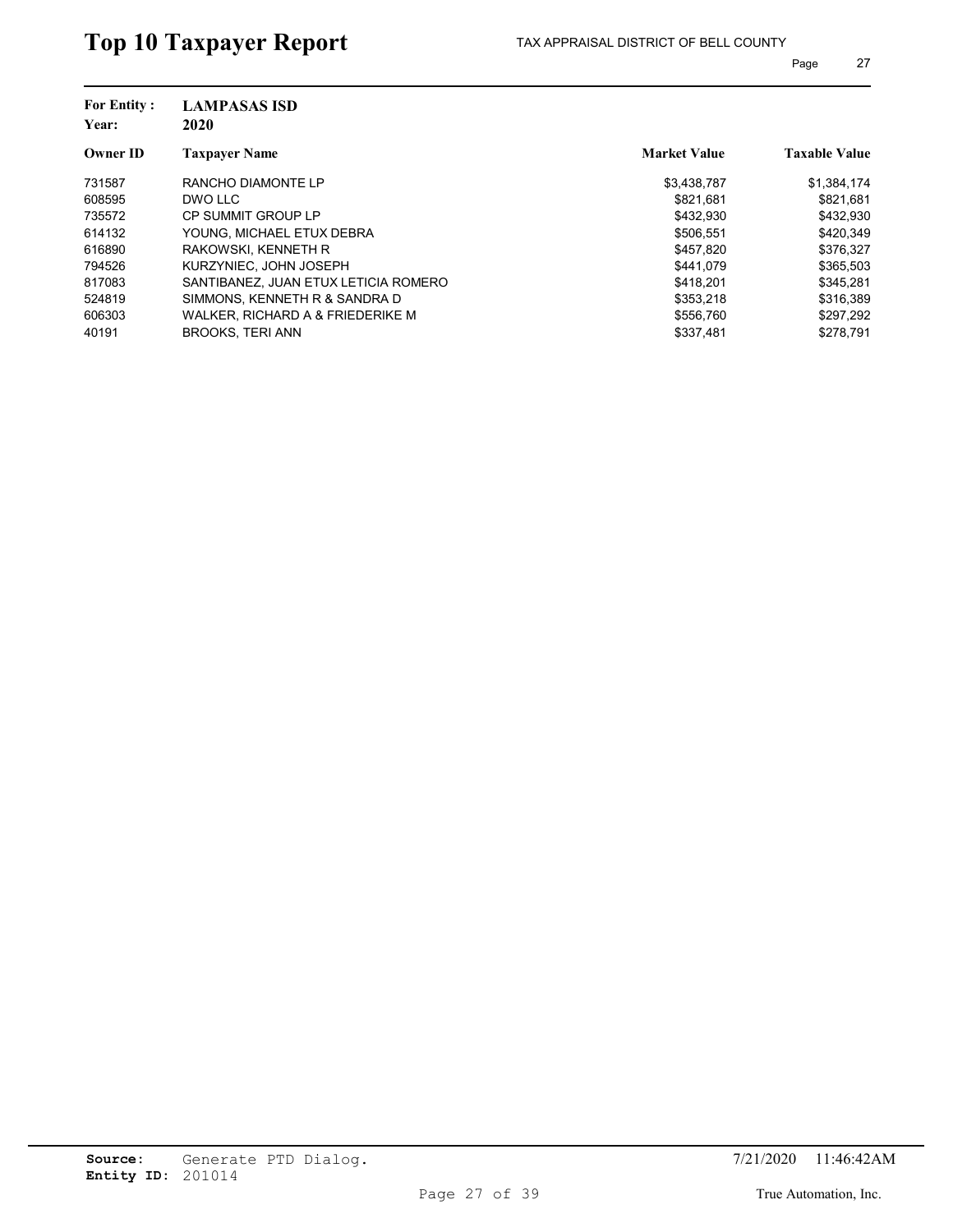# Top 10 Taxpayer Report

TAX APPRAISAL DISTRICT OF BELL COUNTY

**For Entity :** LAMPASAS ISD
**Year:** 2020

| Owner ID | Taxpayer Name | Market Value | Taxable Value |
|---|---|---|---|
| 731587 | RANCHO DIAMONTE LP | $3,438,787 | $1,384,174 |
| 608595 | DWO LLC | $821,681 | $821,681 |
| 735572 | CP SUMMIT GROUP LP | $432,930 | $432,930 |
| 614132 | YOUNG, MICHAEL ETUX DEBRA | $506,551 | $420,349 |
| 616890 | RAKOWSKI, KENNETH R | $457,820 | $376,327 |
| 794526 | KURZYNIEC, JOHN JOSEPH | $441,079 | $365,503 |
| 817083 | SANTIBANEZ, JUAN ETUX LETICIA ROMERO | $418,201 | $345,281 |
| 524819 | SIMMONS, KENNETH R & SANDRA D | $353,218 | $316,389 |
| 606303 | WALKER, RICHARD A & FRIEDERIKE M | $556,760 | $297,292 |
| 40191 | BROOKS, TERI ANN | $337,481 | $278,791 |

**Source:** Generate PTD Dialog.
**Entity ID:** 201014

7/21/2020 11:46:42AM

True Automation, Inc.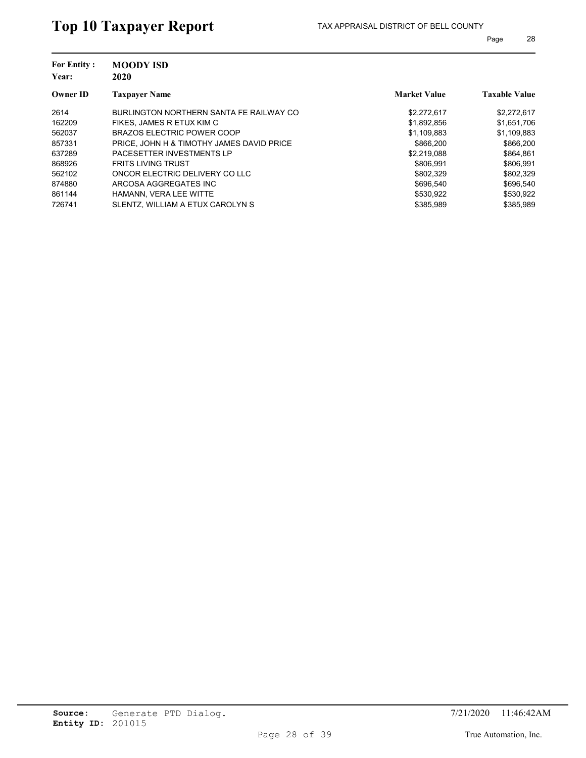# Top 10 Taxpayer Report

TAX APPRAISAL DISTRICT OF BELL COUNTY

**For Entity :** **MOODY ISD**
**Year:** **2020**

| Owner ID | Taxpayer Name | Market Value | Taxable Value |
|---|---|---|---|
| 2614 | BURLINGTON NORTHERN SANTA FE RAILWAY CO | $2,272,617 | $2,272,617 |
| 162209 | FIKES, JAMES R ETUX KIM C | $1,892,856 | $1,651,706 |
| 562037 | BRAZOS ELECTRIC POWER COOP | $1,109,883 | $1,109,883 |
| 857331 | PRICE, JOHN H & TIMOTHY JAMES DAVID PRICE | $866,200 | $866,200 |
| 637289 | PACESETTER INVESTMENTS LP | $2,219,088 | $864,861 |
| 868926 | FRITS LIVING TRUST | $806,991 | $806,991 |
| 562102 | ONCOR ELECTRIC DELIVERY CO LLC | $802,329 | $802,329 |
| 874880 | ARCOSA AGGREGATES INC | $696,540 | $696,540 |
| 861144 | HAMANN, VERA LEE WITTE | $530,922 | $530,922 |
| 726741 | SLENTZ, WILLIAM A ETUX CAROLYN S | $385,989 | $385,989 |

**Source:** Generate PTD Dialog.
**Entity ID:** 201015

7/21/2020 11:46:42AM

True Automation, Inc.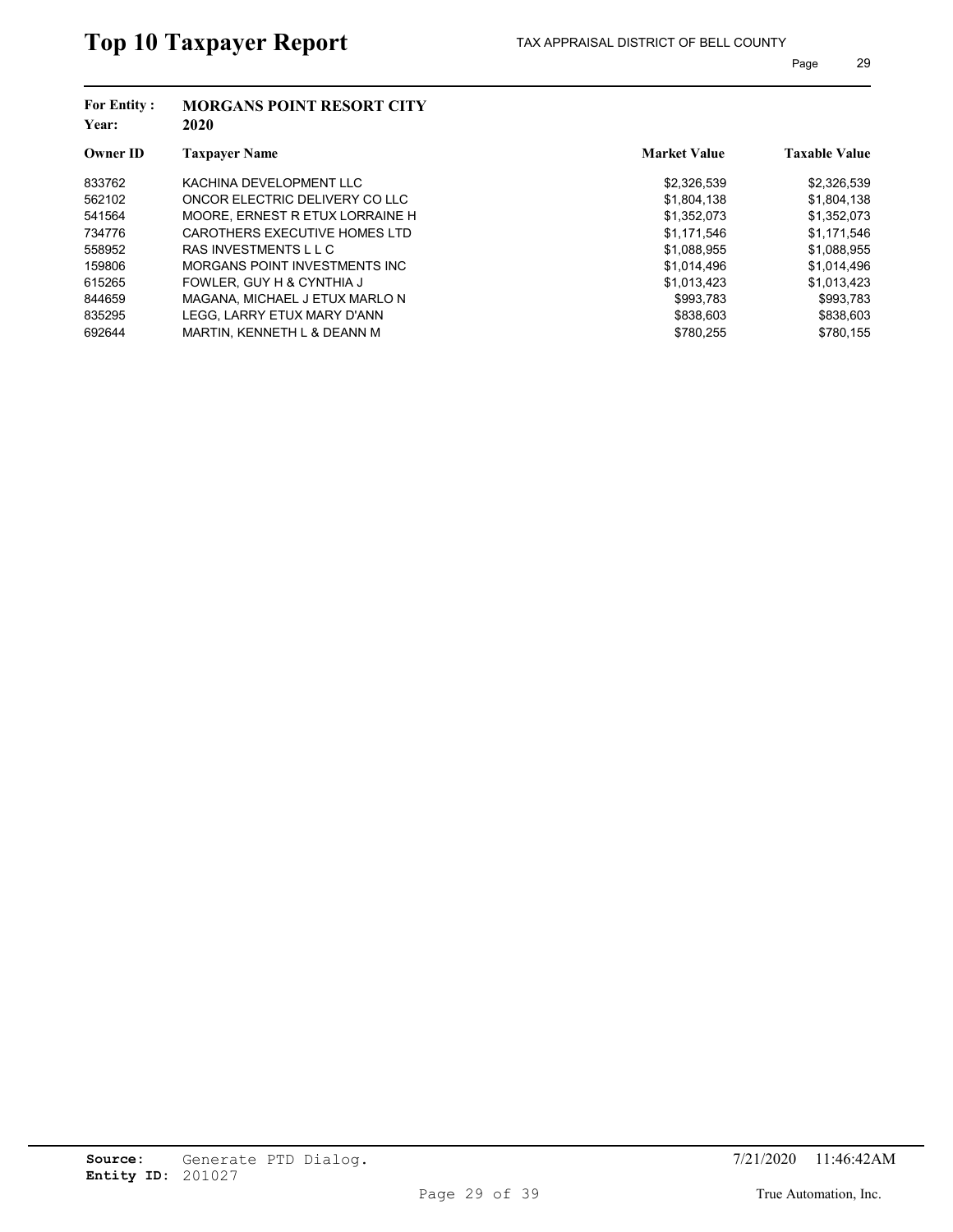# Top 10 Taxpayer Report

TAX APPRAISAL DISTRICT OF BELL COUNTY

**For Entity :** MORGANS POINT RESORT CITY
**Year:** 2020

| Owner ID | Taxpayer Name | Market Value | Taxable Value |
|---|---|---|---|
| 833762 | KACHINA DEVELOPMENT LLC | $2,326,539 | $2,326,539 |
| 562102 | ONCOR ELECTRIC DELIVERY CO LLC | $1,804,138 | $1,804,138 |
| 541564 | MOORE, ERNEST R ETUX LORRAINE H | $1,352,073 | $1,352,073 |
| 734776 | CAROTHERS EXECUTIVE HOMES LTD | $1,171,546 | $1,171,546 |
| 558952 | RAS INVESTMENTS L L C | $1,088,955 | $1,088,955 |
| 159806 | MORGANS POINT INVESTMENTS INC | $1,014,496 | $1,014,496 |
| 615265 | FOWLER, GUY H & CYNTHIA J | $1,013,423 | $1,013,423 |
| 844659 | MAGANA, MICHAEL J ETUX MARLO N | $993,783 | $993,783 |
| 835295 | LEGG, LARRY ETUX MARY D'ANN | $838,603 | $838,603 |
| 692644 | MARTIN, KENNETH L & DEANN M | $780,255 | $780,155 |

**Source:** Generate PTD Dialog.
**Entity ID:** 201027

7/21/2020 11:46:42AM

True Automation, Inc.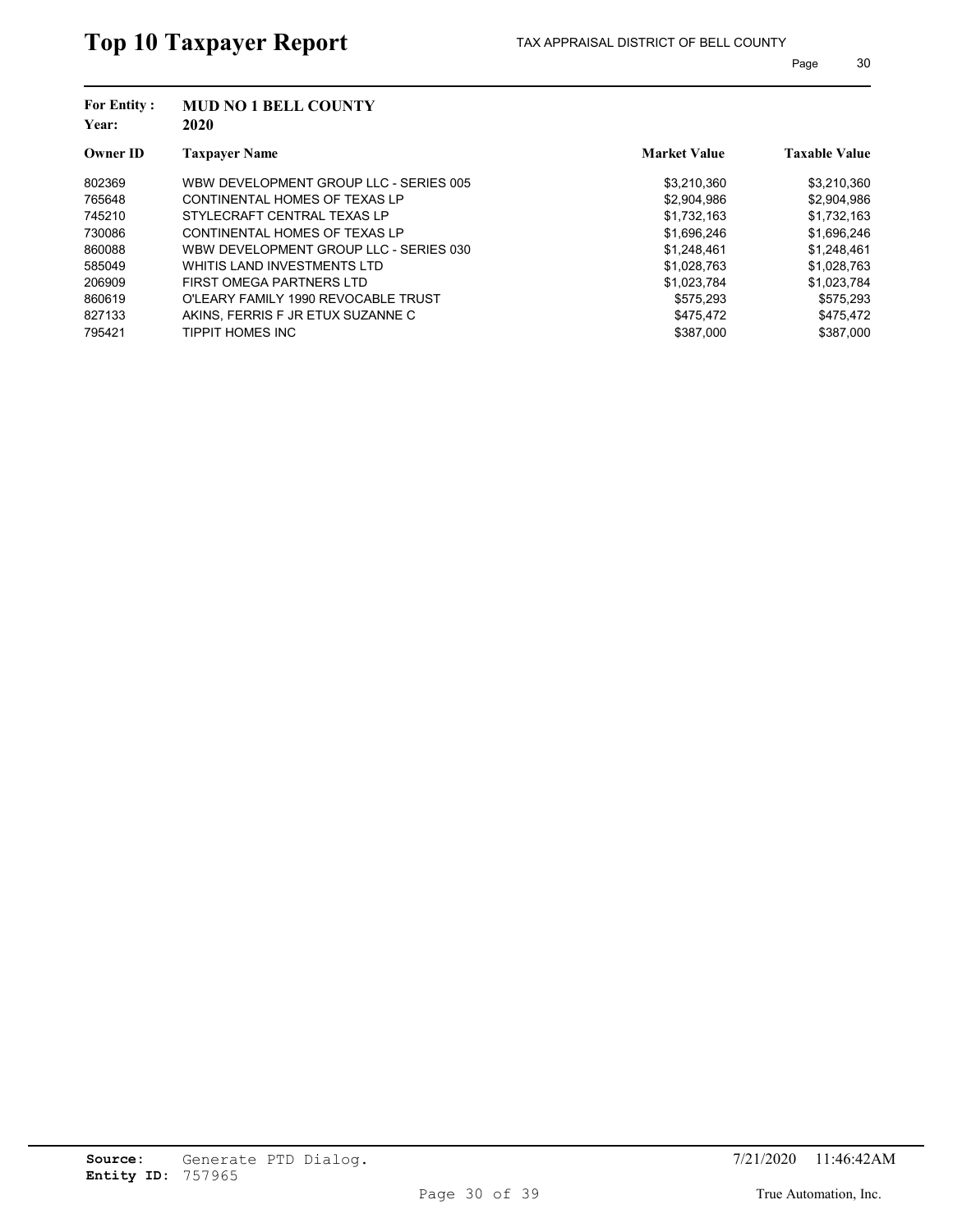# Top 10 Taxpayer Report

TAX APPRAISAL DISTRICT OF BELL COUNTY

**For Entity :** MUD NO 1 BELL COUNTY

**Year:** 2020

| Owner ID | Taxpayer Name | Market Value | Taxable Value |
|---|---|---|---|
| 802369 | WBW DEVELOPMENT GROUP LLC - SERIES 005 | $3,210,360 | $3,210,360 |
| 765648 | CONTINENTAL HOMES OF TEXAS LP | $2,904,986 | $2,904,986 |
| 745210 | STYLECRAFT CENTRAL TEXAS LP | $1,732,163 | $1,732,163 |
| 730086 | CONTINENTAL HOMES OF TEXAS LP | $1,696,246 | $1,696,246 |
| 860088 | WBW DEVELOPMENT GROUP LLC - SERIES 030 | $1,248,461 | $1,248,461 |
| 585049 | WHITIS LAND INVESTMENTS LTD | $1,028,763 | $1,028,763 |
| 206909 | FIRST OMEGA PARTNERS LTD | $1,023,784 | $1,023,784 |
| 860619 | O'LEARY FAMILY 1990 REVOCABLE TRUST | $575,293 | $575,293 |
| 827133 | AKINS, FERRIS F JR ETUX SUZANNE C | $475,472 | $475,472 |
| 795421 | TIPPIT HOMES INC | $387,000 | $387,000 |

**Source:** Generate PTD Dialog.
**Entity ID:** 757965

7/21/2020 11:46:42AM

True Automation, Inc.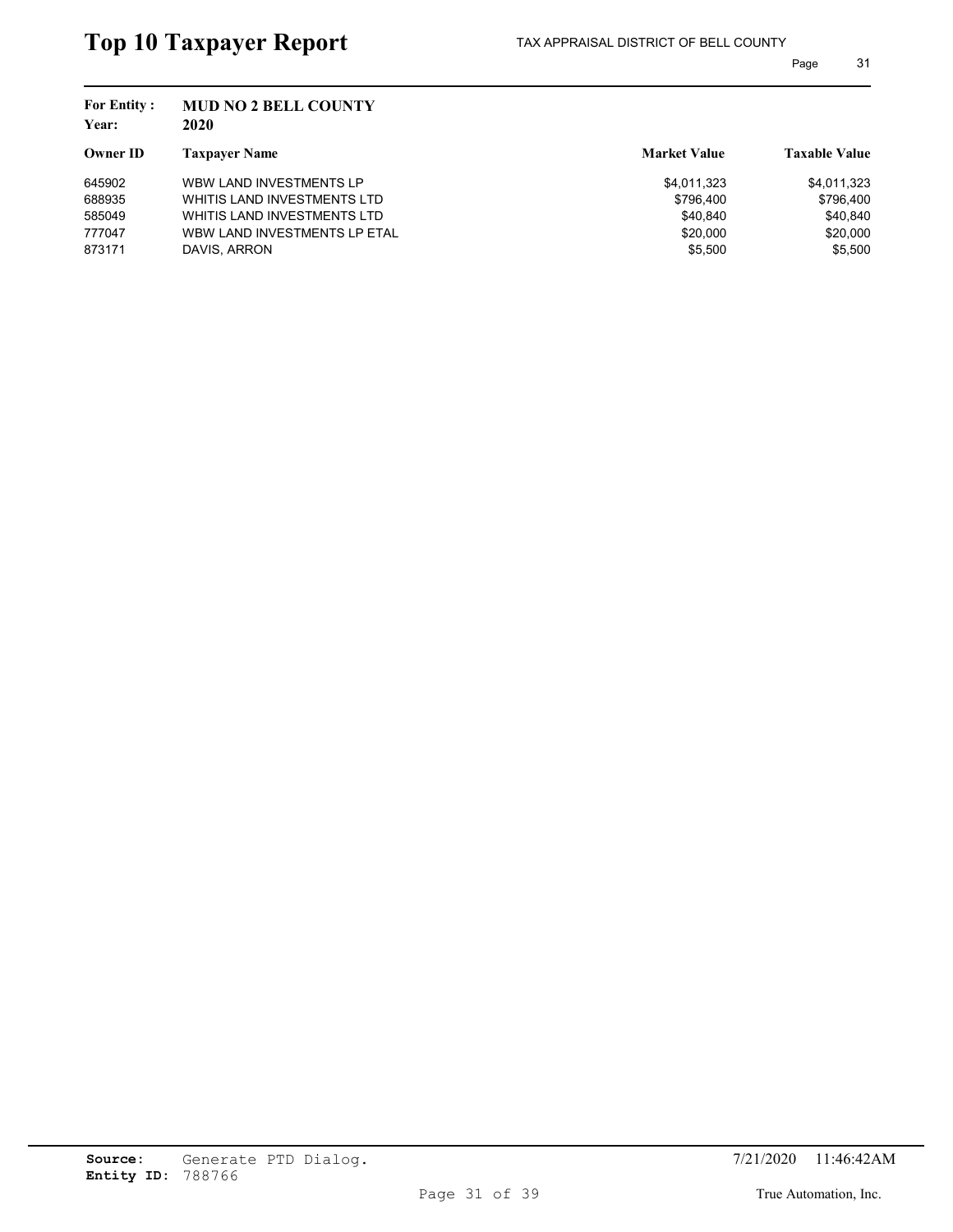# Top 10 Taxpayer Report

TAX APPRAISAL DISTRICT OF BELL COUNTY

**For Entity :** MUD NO 2 BELL COUNTY
**Year:** 2020

| Owner ID | Taxpayer Name | Market Value | Taxable Value |
|---|---|---|---|
| 645902 | WBW LAND INVESTMENTS LP | $4,011,323 | $4,011,323 |
| 688935 | WHITIS LAND INVESTMENTS LTD | $796,400 | $796,400 |
| 585049 | WHITIS LAND INVESTMENTS LTD | $40,840 | $40,840 |
| 777047 | WBW LAND INVESTMENTS LP ETAL | $20,000 | $20,000 |
| 873171 | DAVIS, ARRON | $5,500 | $5,500 |

**Source:** Generate PTD Dialog.
**Entity ID:** 788766

7/21/2020 11:46:42AM

True Automation, Inc.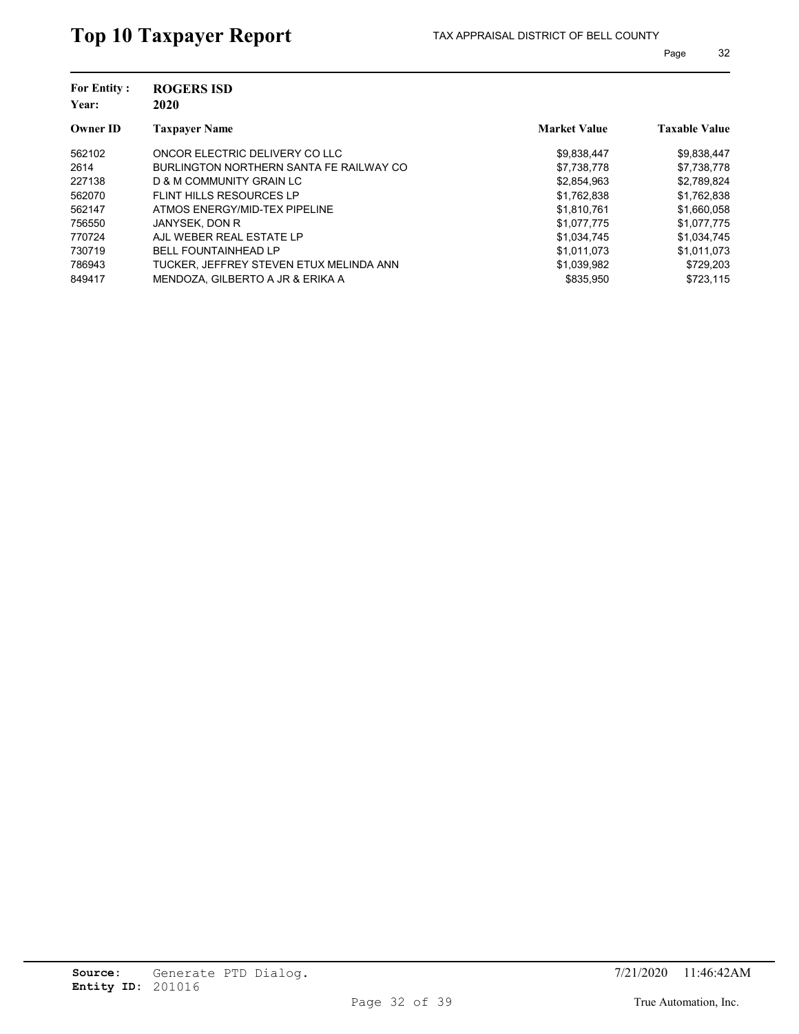# Top 10 Taxpayer Report

TAX APPRAISAL DISTRICT OF BELL COUNTY

**For Entity :** **ROGERS ISD**
**Year:** **2020**

| Owner ID | Taxpayer Name | Market Value | Taxable Value |
|---|---|---|---|
| 562102 | ONCOR ELECTRIC DELIVERY CO LLC | $9,838,447 | $9,838,447 |
| 2614 | BURLINGTON NORTHERN SANTA FE RAILWAY CO | $7,738,778 | $7,738,778 |
| 227138 | D & M COMMUNITY GRAIN LC | $2,854,963 | $2,789,824 |
| 562070 | FLINT HILLS RESOURCES LP | $1,762,838 | $1,762,838 |
| 562147 | ATMOS ENERGY/MID-TEX PIPELINE | $1,810,761 | $1,660,058 |
| 756550 | JANYSEK, DON R | $1,077,775 | $1,077,775 |
| 770724 | AJL WEBER REAL ESTATE LP | $1,034,745 | $1,034,745 |
| 730719 | BELL FOUNTAINHEAD LP | $1,011,073 | $1,011,073 |
| 786943 | TUCKER, JEFFREY STEVEN ETUX MELINDA ANN | $1,039,982 | $729,203 |
| 849417 | MENDOZA, GILBERTO A JR & ERIKA A | $835,950 | $723,115 |

**Source:** Generate PTD Dialog.
**Entity ID:** 201016

7/21/2020 11:46:42AM

True Automation, Inc.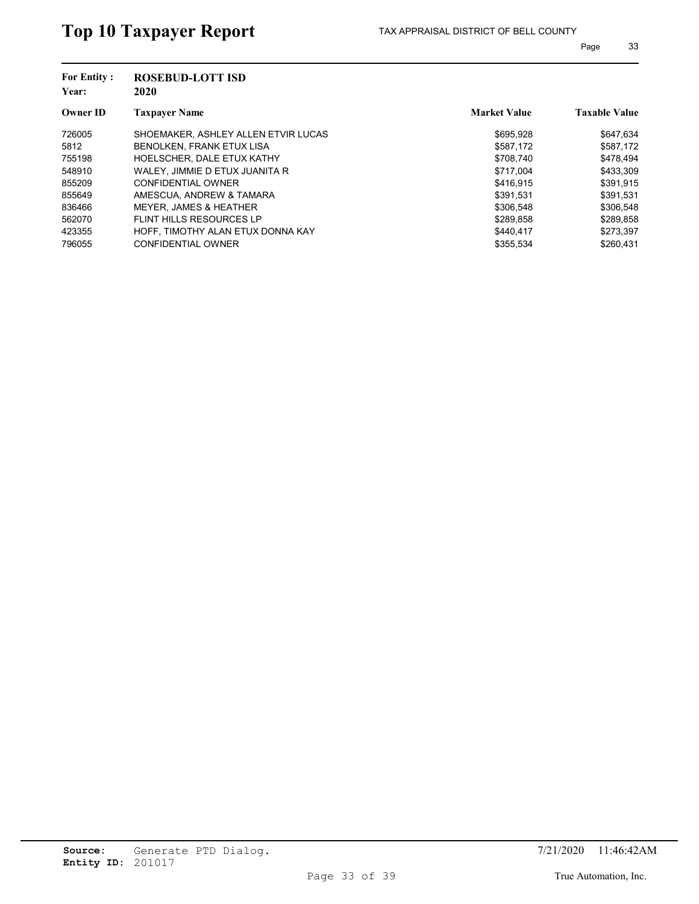# Top 10 Taxpayer Report

TAX APPRAISAL DISTRICT OF BELL COUNTY

**For Entity :** **ROSEBUD-LOTT ISD**
**Year:** **2020**

| Owner ID | Taxpayer Name | Market Value | Taxable Value |
|---|---|---|---|
| 726005 | SHOEMAKER, ASHLEY ALLEN ETVIR LUCAS | $695,928 | $647,634 |
| 5812 | BENOLKEN, FRANK ETUX LISA | $587,172 | $587,172 |
| 755198 | HOELSCHER, DALE ETUX KATHY | $708,740 | $478,494 |
| 548910 | WALEY, JIMMIE D ETUX JUANITA R | $717,004 | $433,309 |
| 855209 | CONFIDENTIAL OWNER | $416,915 | $391,915 |
| 855649 | AMESCUA, ANDREW & TAMARA | $391,531 | $391,531 |
| 836466 | MEYER, JAMES & HEATHER | $306,548 | $306,548 |
| 562070 | FLINT HILLS RESOURCES LP | $289,858 | $289,858 |
| 423355 | HOFF, TIMOTHY ALAN ETUX DONNA KAY | $440,417 | $273,397 |
| 796055 | CONFIDENTIAL OWNER | $355,534 | $260,431 |

**Source:** Generate PTD Dialog.
**Entity ID:** 201017

7/21/2020 11:46:42AM

True Automation, Inc.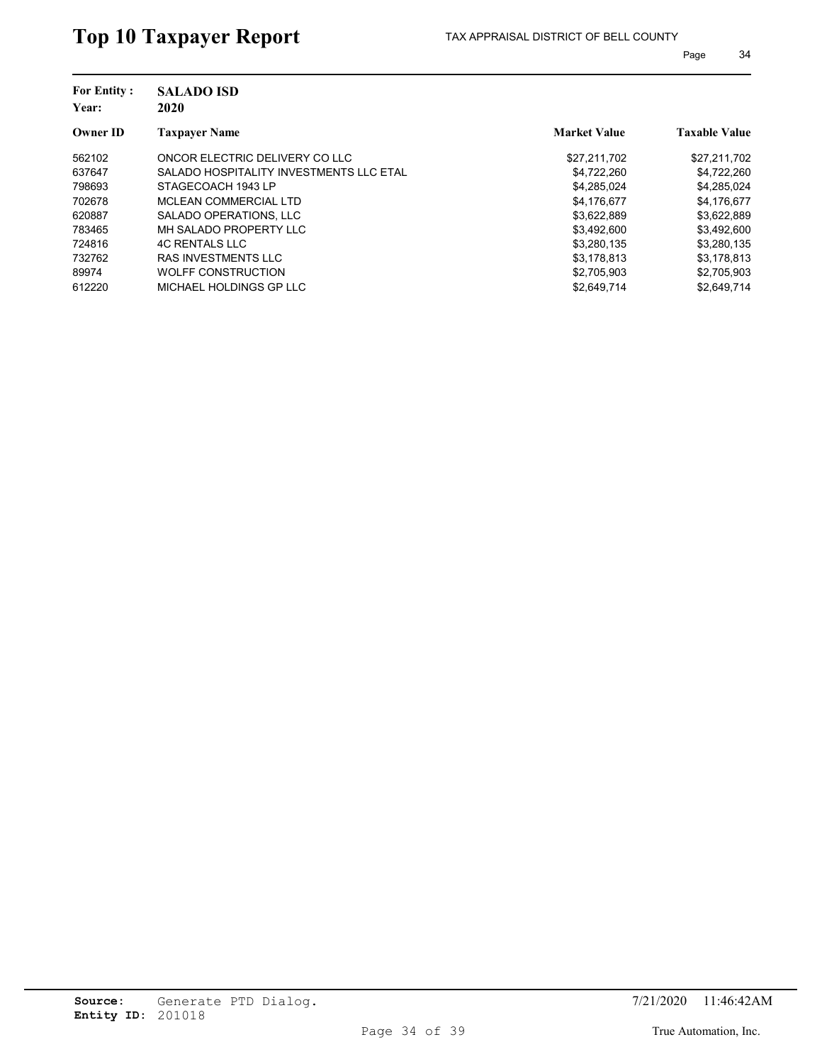# Top 10 Taxpayer Report

TAX APPRAISAL DISTRICT OF BELL COUNTY

**For Entity :** **SALADO ISD**
**Year:** **2020**

| Owner ID | Taxpayer Name | Market Value | Taxable Value |
|---|---|---|---|
| 562102 | ONCOR ELECTRIC DELIVERY CO LLC | $27,211,702 | $27,211,702 |
| 637647 | SALADO HOSPITALITY INVESTMENTS LLC ETAL | $4,722,260 | $4,722,260 |
| 798693 | STAGECOACH 1943 LP | $4,285,024 | $4,285,024 |
| 702678 | MCLEAN COMMERCIAL LTD | $4,176,677 | $4,176,677 |
| 620887 | SALADO OPERATIONS, LLC | $3,622,889 | $3,622,889 |
| 783465 | MH SALADO PROPERTY LLC | $3,492,600 | $3,492,600 |
| 724816 | 4C RENTALS LLC | $3,280,135 | $3,280,135 |
| 732762 | RAS INVESTMENTS LLC | $3,178,813 | $3,178,813 |
| 89974 | WOLFF CONSTRUCTION | $2,705,903 | $2,705,903 |
| 612220 | MICHAEL HOLDINGS GP LLC | $2,649,714 | $2,649,714 |

**Source:** Generate PTD Dialog.
**Entity ID:** 201018

7/21/2020 11:46:42AM

True Automation, Inc.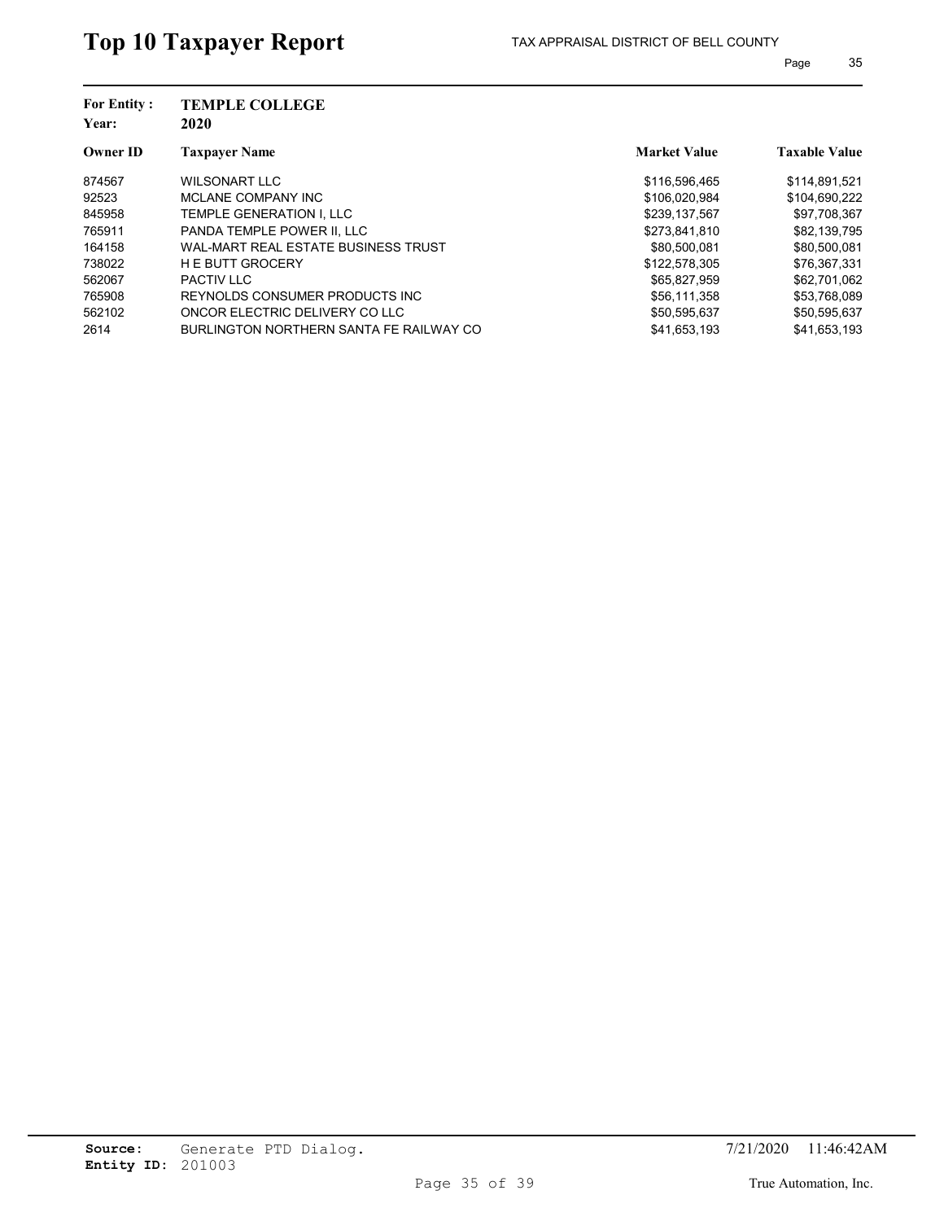# Top 10 Taxpayer Report

TAX APPRAISAL DISTRICT OF BELL COUNTY

**For Entity :** **TEMPLE COLLEGE**
**Year:** **2020**

| Owner ID | Taxpayer Name | Market Value | Taxable Value |
|---|---|---|---|
| 874567 | WILSONART LLC | $116,596,465 | $114,891,521 |
| 92523 | MCLANE COMPANY INC | $106,020,984 | $104,690,222 |
| 845958 | TEMPLE GENERATION I, LLC | $239,137,567 | $97,708,367 |
| 765911 | PANDA TEMPLE POWER II, LLC | $273,841,810 | $82,139,795 |
| 164158 | WAL-MART REAL ESTATE BUSINESS TRUST | $80,500,081 | $80,500,081 |
| 738022 | H E BUTT GROCERY | $122,578,305 | $76,367,331 |
| 562067 | PACTIV LLC | $65,827,959 | $62,701,062 |
| 765908 | REYNOLDS CONSUMER PRODUCTS INC | $56,111,358 | $53,768,089 |
| 562102 | ONCOR ELECTRIC DELIVERY CO LLC | $50,595,637 | $50,595,637 |
| 2614 | BURLINGTON NORTHERN SANTA FE RAILWAY CO | $41,653,193 | $41,653,193 |

**Source:** Generate PTD Dialog.
**Entity ID:** 201003

7/21/2020 11:46:42AM

True Automation, Inc.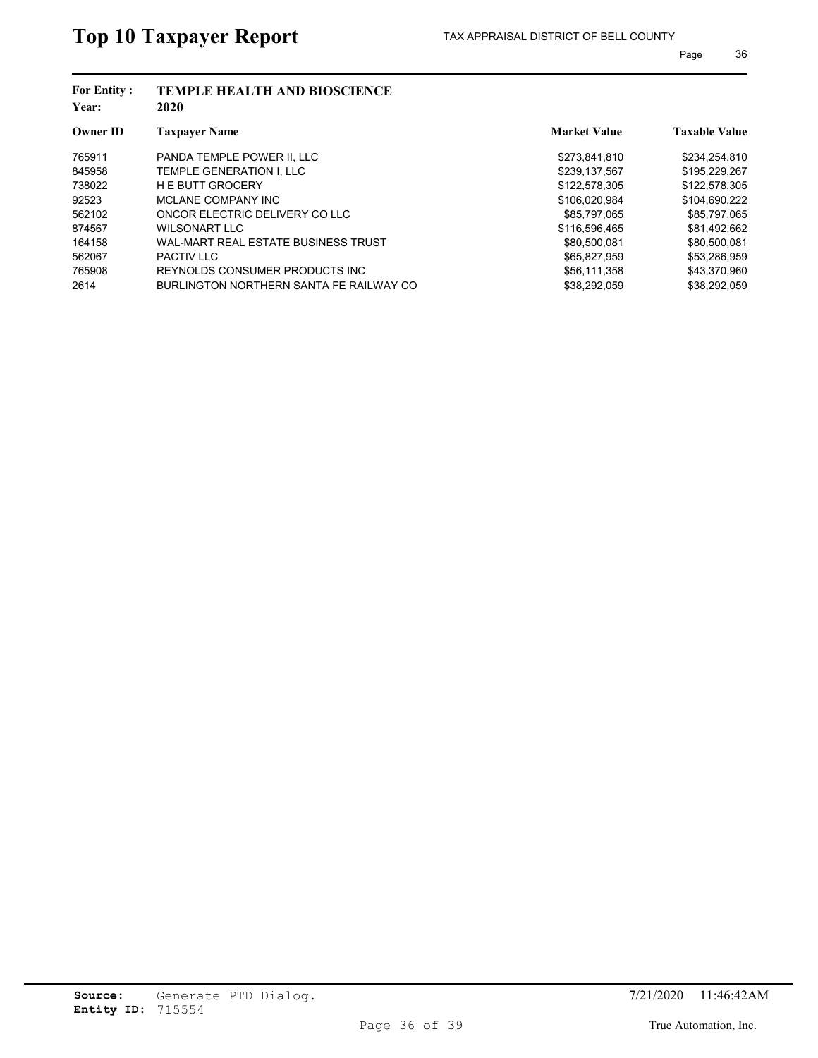# Top 10 Taxpayer Report

TAX APPRAISAL DISTRICT OF BELL COUNTY

**For Entity :** TEMPLE HEALTH AND BIOSCIENCE
**Year:** 2020

| Owner ID | Taxpayer Name | Market Value | Taxable Value |
|---|---|---|---|
| 765911 | PANDA TEMPLE POWER II, LLC | $273,841,810 | $234,254,810 |
| 845958 | TEMPLE GENERATION I, LLC | $239,137,567 | $195,229,267 |
| 738022 | H E BUTT GROCERY | $122,578,305 | $122,578,305 |
| 92523 | MCLANE COMPANY INC | $106,020,984 | $104,690,222 |
| 562102 | ONCOR ELECTRIC DELIVERY CO LLC | $85,797,065 | $85,797,065 |
| 874567 | WILSONART LLC | $116,596,465 | $81,492,662 |
| 164158 | WAL-MART REAL ESTATE BUSINESS TRUST | $80,500,081 | $80,500,081 |
| 562067 | PACTIV LLC | $65,827,959 | $53,286,959 |
| 765908 | REYNOLDS CONSUMER PRODUCTS INC | $56,111,358 | $43,370,960 |
| 2614 | BURLINGTON NORTHERN SANTA FE RAILWAY CO | $38,292,059 | $38,292,059 |

**Source:** Generate PTD Dialog.
**Entity ID:** 715554

7/21/2020 11:46:42AM

True Automation, Inc.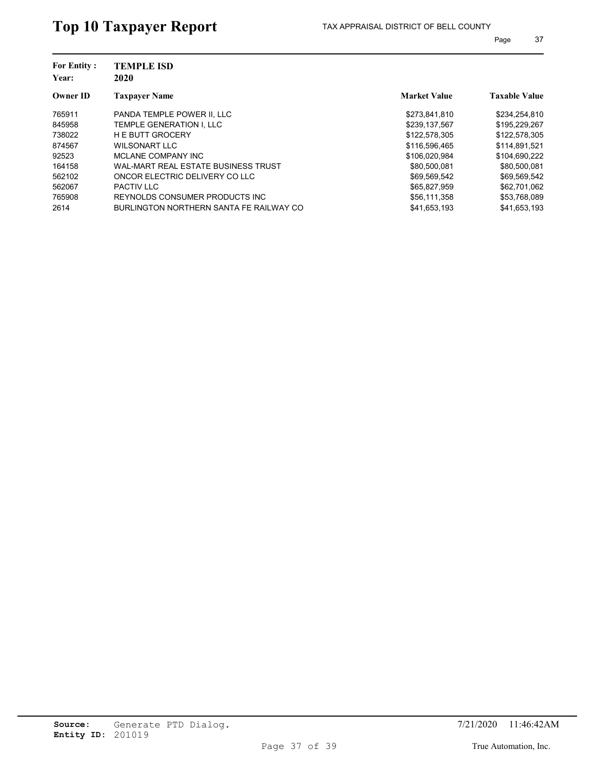# Top 10 Taxpayer Report

TAX APPRAISAL DISTRICT OF BELL COUNTY

**For Entity :** **TEMPLE ISD**
**Year:** **2020**

| Owner ID | Taxpayer Name | Market Value | Taxable Value |
|---|---|---|---|
| 765911 | PANDA TEMPLE POWER II, LLC | $273,841,810 | $234,254,810 |
| 845958 | TEMPLE GENERATION I, LLC | $239,137,567 | $195,229,267 |
| 738022 | H E BUTT GROCERY | $122,578,305 | $122,578,305 |
| 874567 | WILSONART LLC | $116,596,465 | $114,891,521 |
| 92523 | MCLANE COMPANY INC | $106,020,984 | $104,690,222 |
| 164158 | WAL-MART REAL ESTATE BUSINESS TRUST | $80,500,081 | $80,500,081 |
| 562102 | ONCOR ELECTRIC DELIVERY CO LLC | $69,569,542 | $69,569,542 |
| 562067 | PACTIV LLC | $65,827,959 | $62,701,062 |
| 765908 | REYNOLDS CONSUMER PRODUCTS INC | $56,111,358 | $53,768,089 |
| 2614 | BURLINGTON NORTHERN SANTA FE RAILWAY CO | $41,653,193 | $41,653,193 |

**Source:** Generate PTD Dialog.
**Entity ID:** 201019

7/21/2020 11:46:42AM

True Automation, Inc.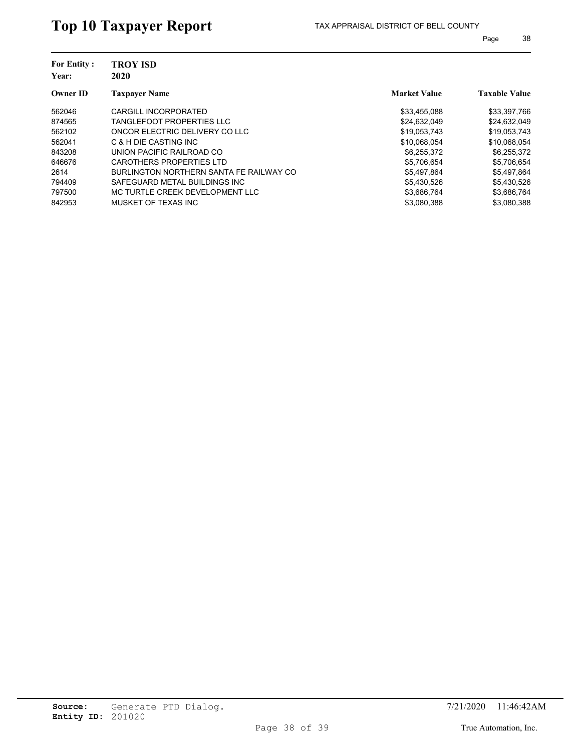# Top 10 Taxpayer Report

TAX APPRAISAL DISTRICT OF BELL COUNTY

**For Entity :** **TROY ISD**
**Year:** **2020**

| Owner ID | Taxpayer Name | Market Value | Taxable Value |
|---|---|---|---|
| 562046 | CARGILL INCORPORATED | $33,455,088 | $33,397,766 |
| 874565 | TANGLEFOOT PROPERTIES LLC | $24,632,049 | $24,632,049 |
| 562102 | ONCOR ELECTRIC DELIVERY CO LLC | $19,053,743 | $19,053,743 |
| 562041 | C & H DIE CASTING INC | $10,068,054 | $10,068,054 |
| 843208 | UNION PACIFIC RAILROAD CO | $6,255,372 | $6,255,372 |
| 646676 | CAROTHERS PROPERTIES LTD | $5,706,654 | $5,706,654 |
| 2614 | BURLINGTON NORTHERN SANTA FE RAILWAY CO | $5,497,864 | $5,497,864 |
| 794409 | SAFEGUARD METAL BUILDINGS INC | $5,430,526 | $5,430,526 |
| 797500 | MC TURTLE CREEK DEVELOPMENT LLC | $3,686,764 | $3,686,764 |
| 842953 | MUSKET OF TEXAS INC | $3,080,388 | $3,080,388 |

**Source:** Generate PTD Dialog.
**Entity ID:** 201020

7/21/2020 11:46:42AM

True Automation, Inc.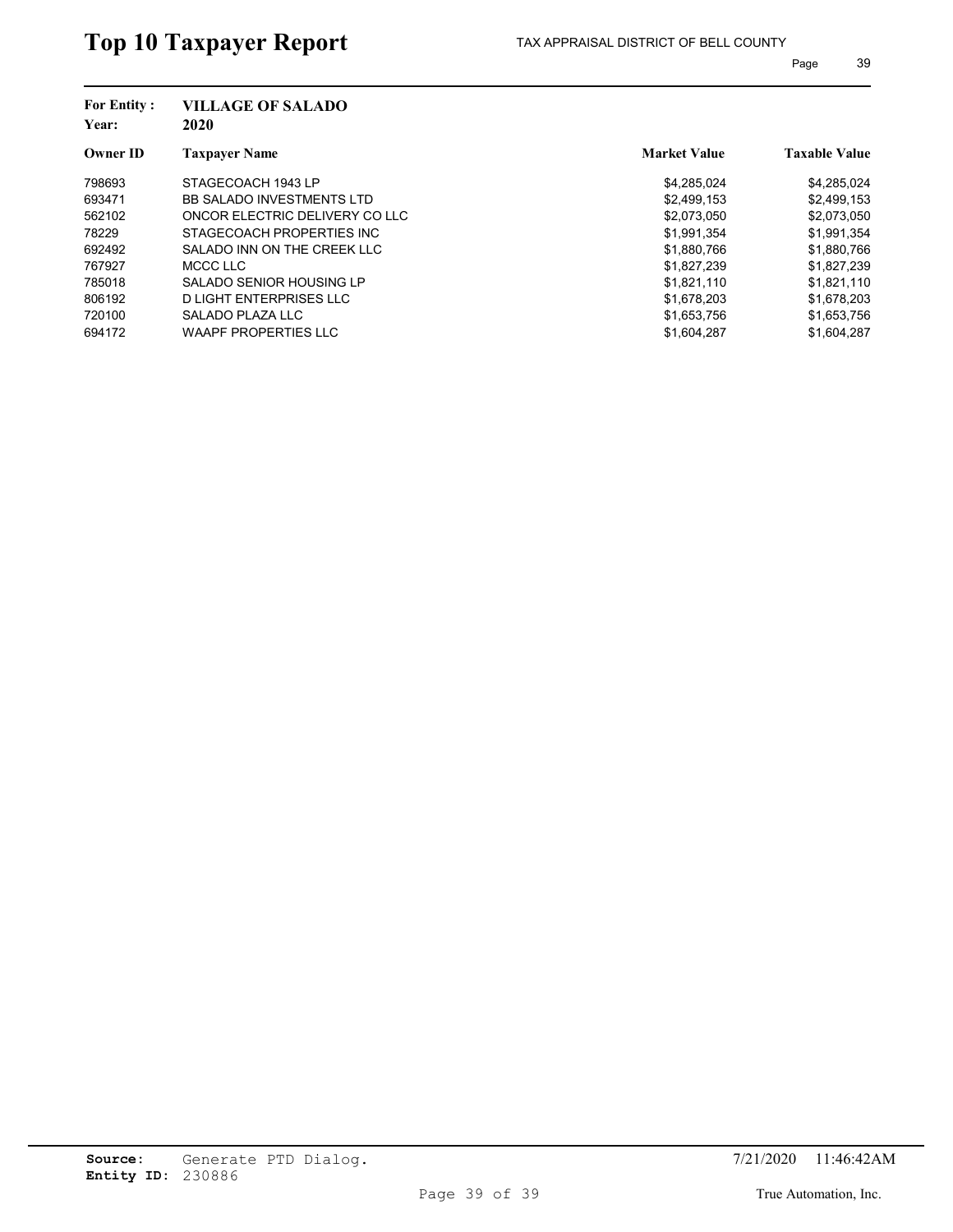# Top 10 Taxpayer Report

TAX APPRAISAL DISTRICT OF BELL COUNTY

**For Entity :** **VILLAGE OF SALADO**
**Year:** **2020**

| Owner ID | Taxpayer Name | Market Value | Taxable Value |
|---|---|---|---|
| 798693 | STAGECOACH 1943 LP | $4,285,024 | $4,285,024 |
| 693471 | BB SALADO INVESTMENTS LTD | $2,499,153 | $2,499,153 |
| 562102 | ONCOR ELECTRIC DELIVERY CO LLC | $2,073,050 | $2,073,050 |
| 78229 | STAGECOACH PROPERTIES INC | $1,991,354 | $1,991,354 |
| 692492 | SALADO INN ON THE CREEK LLC | $1,880,766 | $1,880,766 |
| 767927 | MCCC LLC | $1,827,239 | $1,827,239 |
| 785018 | SALADO SENIOR HOUSING LP | $1,821,110 | $1,821,110 |
| 806192 | D LIGHT ENTERPRISES LLC | $1,678,203 | $1,678,203 |
| 720100 | SALADO PLAZA LLC | $1,653,756 | $1,653,756 |
| 694172 | WAAPF PROPERTIES LLC | $1,604,287 | $1,604,287 |

**Source:** Generate PTD Dialog.
**Entity ID:** 230886

7/21/2020 11:46:42AM

True Automation, Inc.